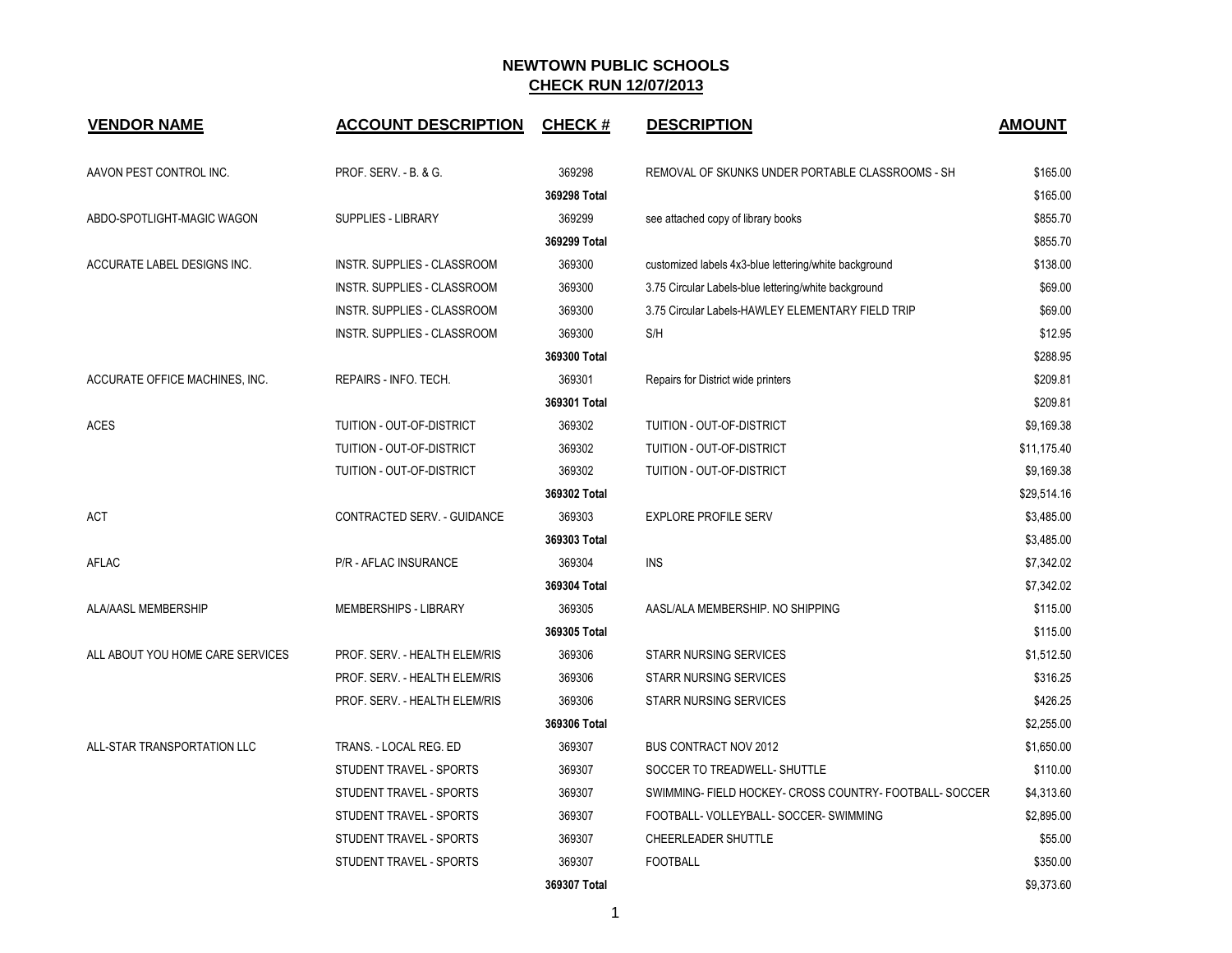# NEWTOWN PUBLIC SCHOOLS

## CHECK RUN 12/07/2013

| VENDOR NAME | ACCOUNT DESCRIPTION | CHECK # | DESCRIPTION | AMOUNT |
|---|---|---|---|---|
| AAVON PEST CONTROL INC. | PROF. SERV. - B. & G. | 369298 | REMOVAL OF SKUNKS UNDER PORTABLE CLASSROOMS - SH | $165.00 |
| | | **369298 Total** | | $165.00 |
| ABDO-SPOTLIGHT-MAGIC WAGON | SUPPLIES - LIBRARY | 369299 | see attached copy of library books | $855.70 |
| | | **369299 Total** | | $855.70 |
| ACCURATE LABEL DESIGNS INC. | INSTR. SUPPLIES - CLASSROOM | 369300 | customized labels 4x3-blue lettering/white background | $138.00 |
| | INSTR. SUPPLIES - CLASSROOM | 369300 | 3.75 Circular Labels-blue lettering/white background | $69.00 |
| | INSTR. SUPPLIES - CLASSROOM | 369300 | 3.75 Circular Labels-HAWLEY ELEMENTARY FIELD TRIP | $69.00 |
| | INSTR. SUPPLIES - CLASSROOM | 369300 | S/H | $12.95 |
| | | **369300 Total** | | $288.95 |
| ACCURATE OFFICE MACHINES, INC. | REPAIRS - INFO. TECH. | 369301 | Repairs for District wide printers | $209.81 |
| | | **369301 Total** | | $209.81 |
| ACES | TUITION - OUT-OF-DISTRICT | 369302 | TUITION - OUT-OF-DISTRICT | $9,169.38 |
| | TUITION - OUT-OF-DISTRICT | 369302 | TUITION - OUT-OF-DISTRICT | $11,175.40 |
| | TUITION - OUT-OF-DISTRICT | 369302 | TUITION - OUT-OF-DISTRICT | $9,169.38 |
| | | **369302 Total** | | $29,514.16 |
| ACT | CONTRACTED SERV. - GUIDANCE | 369303 | EXPLORE PROFILE SERV | $3,485.00 |
| | | **369303 Total** | | $3,485.00 |
| AFLAC | P/R - AFLAC INSURANCE | 369304 | INS | $7,342.02 |
| | | **369304 Total** | | $7,342.02 |
| ALA/AASL MEMBERSHIP | MEMBERSHIPS - LIBRARY | 369305 | AASL/ALA MEMBERSHIP. NO SHIPPING | $115.00 |
| | | **369305 Total** | | $115.00 |
| ALL ABOUT YOU HOME CARE SERVICES | PROF. SERV. - HEALTH ELEM/RIS | 369306 | STARR NURSING SERVICES | $1,512.50 |
| | PROF. SERV. - HEALTH ELEM/RIS | 369306 | STARR NURSING SERVICES | $316.25 |
| | PROF. SERV. - HEALTH ELEM/RIS | 369306 | STARR NURSING SERVICES | $426.25 |
| | | **369306 Total** | | $2,255.00 |
| ALL-STAR TRANSPORTATION LLC | TRANS. - LOCAL REG. ED | 369307 | BUS CONTRACT NOV 2012 | $1,650.00 |
| | STUDENT TRAVEL - SPORTS | 369307 | SOCCER TO TREADWELL- SHUTTLE | $110.00 |
| | STUDENT TRAVEL - SPORTS | 369307 | SWIMMING- FIELD HOCKEY- CROSS COUNTRY- FOOTBALL- SOCCER | $4,313.60 |
| | STUDENT TRAVEL - SPORTS | 369307 | FOOTBALL- VOLLEYBALL- SOCCER- SWIMMING | $2,895.00 |
| | STUDENT TRAVEL - SPORTS | 369307 | CHEERLEADER SHUTTLE | $55.00 |
| | STUDENT TRAVEL - SPORTS | 369307 | FOOTBALL | $350.00 |
| | | **369307 Total** | | $9,373.60 |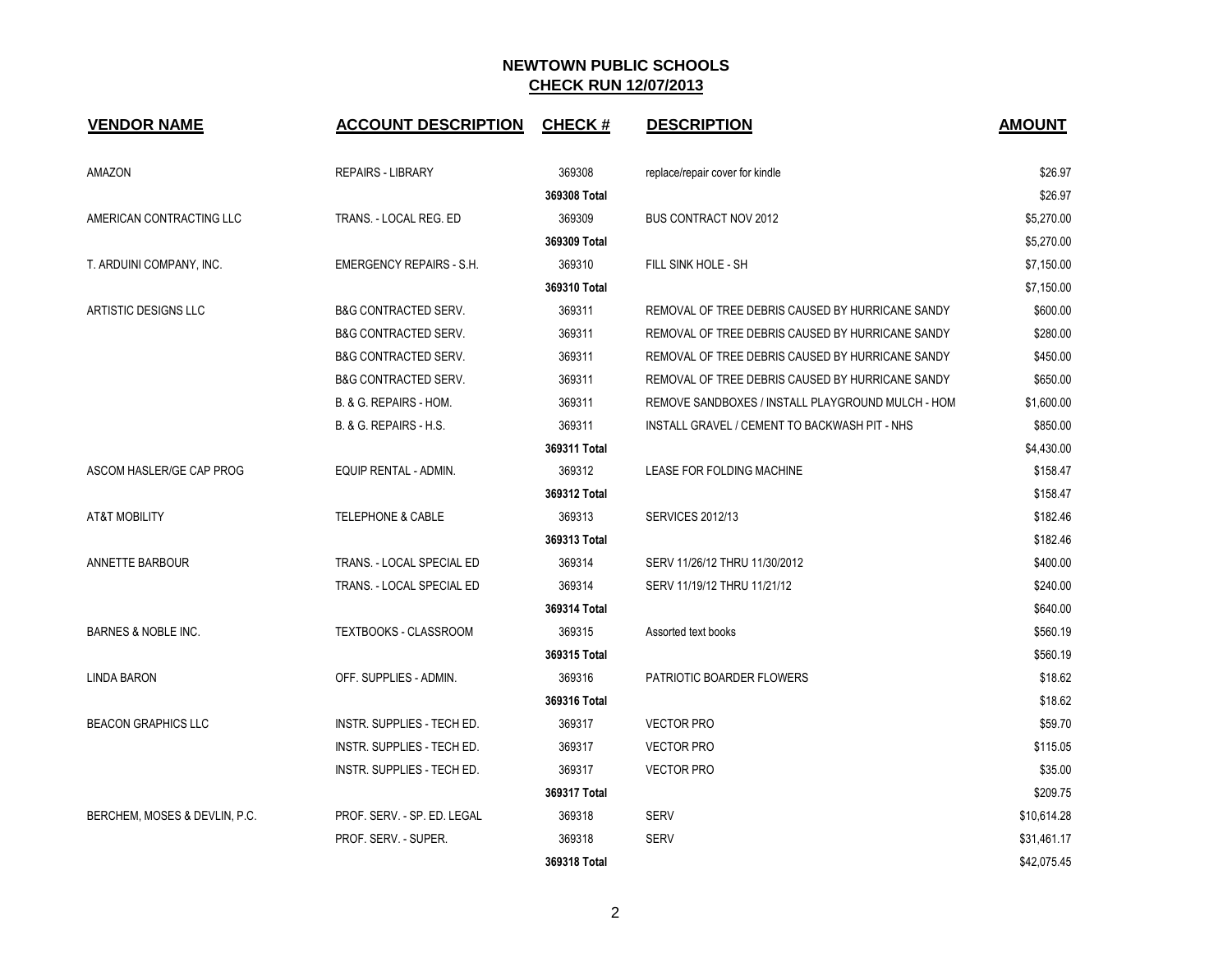# NEWTOWN PUBLIC SCHOOLS

## CHECK RUN 12/07/2013

| VENDOR NAME | ACCOUNT DESCRIPTION | CHECK # | DESCRIPTION | AMOUNT |
|---|---|---|---|---|
| AMAZON | REPAIRS - LIBRARY | 369308 | replace/repair cover for kindle | $26.97 |
| | | **369308 Total** | | $26.97 |
| AMERICAN CONTRACTING LLC | TRANS. - LOCAL REG. ED | 369309 | BUS CONTRACT NOV 2012 | $5,270.00 |
| | | **369309 Total** | | $5,270.00 |
| T. ARDUINI COMPANY, INC. | EMERGENCY REPAIRS - S.H. | 369310 | FILL SINK HOLE - SH | $7,150.00 |
| | | **369310 Total** | | $7,150.00 |
| ARTISTIC DESIGNS LLC | B&G CONTRACTED SERV. | 369311 | REMOVAL OF TREE DEBRIS CAUSED BY HURRICANE SANDY | $600.00 |
| | B&G CONTRACTED SERV. | 369311 | REMOVAL OF TREE DEBRIS CAUSED BY HURRICANE SANDY | $280.00 |
| | B&G CONTRACTED SERV. | 369311 | REMOVAL OF TREE DEBRIS CAUSED BY HURRICANE SANDY | $450.00 |
| | B&G CONTRACTED SERV. | 369311 | REMOVAL OF TREE DEBRIS CAUSED BY HURRICANE SANDY | $650.00 |
| | B. & G. REPAIRS - HOM. | 369311 | REMOVE SANDBOXES / INSTALL PLAYGROUND MULCH - HOM | $1,600.00 |
| | B. & G. REPAIRS - H.S. | 369311 | INSTALL GRAVEL / CEMENT TO BACKWASH PIT - NHS | $850.00 |
| | | **369311 Total** | | $4,430.00 |
| ASCOM HASLER/GE CAP PROG | EQUIP RENTAL - ADMIN. | 369312 | LEASE FOR FOLDING MACHINE | $158.47 |
| | | **369312 Total** | | $158.47 |
| AT&T MOBILITY | TELEPHONE & CABLE | 369313 | SERVICES 2012/13 | $182.46 |
| | | **369313 Total** | | $182.46 |
| ANNETTE BARBOUR | TRANS. - LOCAL SPECIAL ED | 369314 | SERV 11/26/12 THRU 11/30/2012 | $400.00 |
| | TRANS. - LOCAL SPECIAL ED | 369314 | SERV 11/19/12 THRU 11/21/12 | $240.00 |
| | | **369314 Total** | | $640.00 |
| BARNES & NOBLE INC. | TEXTBOOKS - CLASSROOM | 369315 | Assorted text books | $560.19 |
| | | **369315 Total** | | $560.19 |
| LINDA BARON | OFF. SUPPLIES - ADMIN. | 369316 | PATRIOTIC BOARDER FLOWERS | $18.62 |
| | | **369316 Total** | | $18.62 |
| BEACON GRAPHICS LLC | INSTR. SUPPLIES - TECH ED. | 369317 | VECTOR PRO | $59.70 |
| | INSTR. SUPPLIES - TECH ED. | 369317 | VECTOR PRO | $115.05 |
| | INSTR. SUPPLIES - TECH ED. | 369317 | VECTOR PRO | $35.00 |
| | | **369317 Total** | | $209.75 |
| BERCHEM, MOSES & DEVLIN, P.C. | PROF. SERV. - SP. ED. LEGAL | 369318 | SERV | $10,614.28 |
| | PROF. SERV. - SUPER. | 369318 | SERV | $31,461.17 |
| | | **369318 Total** | | $42,075.45 |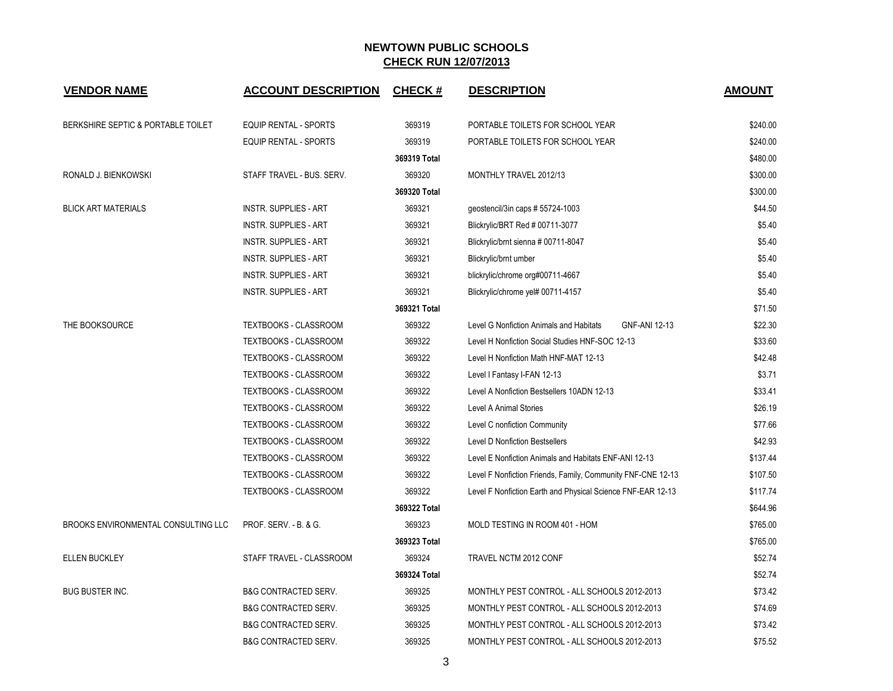# NEWTOWN PUBLIC SCHOOLS

## CHECK RUN 12/07/2013

| VENDOR NAME | ACCOUNT DESCRIPTION | CHECK # | DESCRIPTION | AMOUNT |
|---|---|---|---|---|
| BERKSHIRE SEPTIC & PORTABLE TOILET | EQUIP RENTAL - SPORTS | 369319 | PORTABLE TOILETS FOR SCHOOL YEAR | $240.00 |
| | EQUIP RENTAL - SPORTS | 369319 | PORTABLE TOILETS FOR SCHOOL YEAR | $240.00 |
| | | **369319 Total** | | $480.00 |
| RONALD J. BIENKOWSKI | STAFF TRAVEL - BUS. SERV. | 369320 | MONTHLY TRAVEL 2012/13 | $300.00 |
| | | **369320 Total** | | $300.00 |
| BLICK ART MATERIALS | INSTR. SUPPLIES - ART | 369321 | geostencil/3in caps # 55724-1003 | $44.50 |
| | INSTR. SUPPLIES - ART | 369321 | Blickrylic/BRT Red # 00711-3077 | $5.40 |
| | INSTR. SUPPLIES - ART | 369321 | Blickrylic/brnt sienna # 00711-8047 | $5.40 |
| | INSTR. SUPPLIES - ART | 369321 | Blickrylic/brnt umber | $5.40 |
| | INSTR. SUPPLIES - ART | 369321 | blickrylic/chrome org#00711-4667 | $5.40 |
| | INSTR. SUPPLIES - ART | 369321 | Blickrylic/chrome yel# 00711-4157 | $5.40 |
| | | **369321 Total** | | $71.50 |
| THE BOOKSOURCE | TEXTBOOKS - CLASSROOM | 369322 | Level G Nonfiction Animals and Habitats GNF-ANI 12-13 | $22.30 |
| | TEXTBOOKS - CLASSROOM | 369322 | Level H Nonfiction Social Studies HNF-SOC 12-13 | $33.60 |
| | TEXTBOOKS - CLASSROOM | 369322 | Level H Nonfiction Math HNF-MAT 12-13 | $42.48 |
| | TEXTBOOKS - CLASSROOM | 369322 | Level I Fantasy I-FAN 12-13 | $3.71 |
| | TEXTBOOKS - CLASSROOM | 369322 | Level A Nonfiction Bestsellers 10ADN 12-13 | $33.41 |
| | TEXTBOOKS - CLASSROOM | 369322 | Level A Animal Stories | $26.19 |
| | TEXTBOOKS - CLASSROOM | 369322 | Level C nonfiction Community | $77.66 |
| | TEXTBOOKS - CLASSROOM | 369322 | Level D Nonfiction Bestsellers | $42.93 |
| | TEXTBOOKS - CLASSROOM | 369322 | Level E Nonfiction Animals and Habitats ENF-ANI 12-13 | $137.44 |
| | TEXTBOOKS - CLASSROOM | 369322 | Level F Nonfiction Friends, Family, Community FNF-CNE 12-13 | $107.50 |
| | TEXTBOOKS - CLASSROOM | 369322 | Level F Nonfiction Earth and Physical Science FNF-EAR 12-13 | $117.74 |
| | | **369322 Total** | | $644.96 |
| BROOKS ENVIRONMENTAL CONSULTING LLC | PROF. SERV. - B. & G. | 369323 | MOLD TESTING IN ROOM 401 - HOM | $765.00 |
| | | **369323 Total** | | $765.00 |
| ELLEN BUCKLEY | STAFF TRAVEL - CLASSROOM | 369324 | TRAVEL NCTM 2012 CONF | $52.74 |
| | | **369324 Total** | | $52.74 |
| BUG BUSTER INC. | B&G CONTRACTED SERV. | 369325 | MONTHLY PEST CONTROL - ALL SCHOOLS 2012-2013 | $73.42 |
| | B&G CONTRACTED SERV. | 369325 | MONTHLY PEST CONTROL - ALL SCHOOLS 2012-2013 | $74.69 |
| | B&G CONTRACTED SERV. | 369325 | MONTHLY PEST CONTROL - ALL SCHOOLS 2012-2013 | $73.42 |
| | B&G CONTRACTED SERV. | 369325 | MONTHLY PEST CONTROL - ALL SCHOOLS 2012-2013 | $75.52 |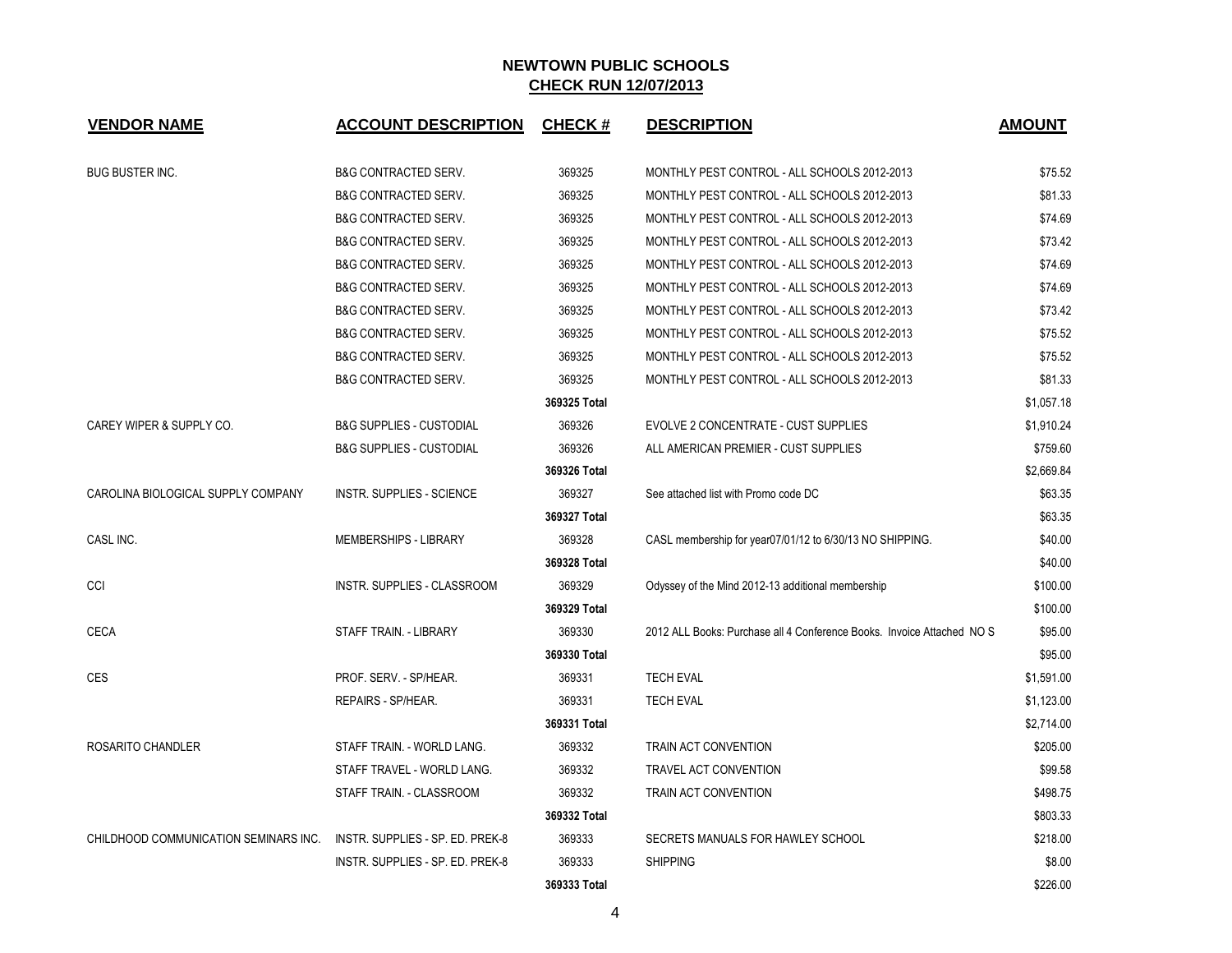## NEWTOWN PUBLIC SCHOOLS
## CHECK RUN 12/07/2013

| VENDOR NAME | ACCOUNT DESCRIPTION | CHECK # | DESCRIPTION | AMOUNT |
|---|---|---|---|---|
| BUG BUSTER INC. | B&G CONTRACTED SERV. | 369325 | MONTHLY PEST CONTROL - ALL SCHOOLS 2012-2013 | $75.52 |
| | B&G CONTRACTED SERV. | 369325 | MONTHLY PEST CONTROL - ALL SCHOOLS 2012-2013 | $81.33 |
| | B&G CONTRACTED SERV. | 369325 | MONTHLY PEST CONTROL - ALL SCHOOLS 2012-2013 | $74.69 |
| | B&G CONTRACTED SERV. | 369325 | MONTHLY PEST CONTROL - ALL SCHOOLS 2012-2013 | $73.42 |
| | B&G CONTRACTED SERV. | 369325 | MONTHLY PEST CONTROL - ALL SCHOOLS 2012-2013 | $74.69 |
| | B&G CONTRACTED SERV. | 369325 | MONTHLY PEST CONTROL - ALL SCHOOLS 2012-2013 | $74.69 |
| | B&G CONTRACTED SERV. | 369325 | MONTHLY PEST CONTROL - ALL SCHOOLS 2012-2013 | $73.42 |
| | B&G CONTRACTED SERV. | 369325 | MONTHLY PEST CONTROL - ALL SCHOOLS 2012-2013 | $75.52 |
| | B&G CONTRACTED SERV. | 369325 | MONTHLY PEST CONTROL - ALL SCHOOLS 2012-2013 | $75.52 |
| | B&G CONTRACTED SERV. | 369325 | MONTHLY PEST CONTROL - ALL SCHOOLS 2012-2013 | $81.33 |
| | | **369325 Total** | | $1,057.18 |
| CAREY WIPER & SUPPLY CO. | B&G SUPPLIES - CUSTODIAL | 369326 | EVOLVE 2 CONCENTRATE - CUST SUPPLIES | $1,910.24 |
| | B&G SUPPLIES - CUSTODIAL | 369326 | ALL AMERICAN PREMIER - CUST SUPPLIES | $759.60 |
| | | **369326 Total** | | $2,669.84 |
| CAROLINA BIOLOGICAL SUPPLY COMPANY | INSTR. SUPPLIES - SCIENCE | 369327 | See attached list with Promo code DC | $63.35 |
| | | **369327 Total** | | $63.35 |
| CASL INC. | MEMBERSHIPS - LIBRARY | 369328 | CASL membership for year07/01/12 to 6/30/13 NO SHIPPING. | $40.00 |
| | | **369328 Total** | | $40.00 |
| CCI | INSTR. SUPPLIES - CLASSROOM | 369329 | Odyssey of the Mind 2012-13 additional membership | $100.00 |
| | | **369329 Total** | | $100.00 |
| CECA | STAFF TRAIN. - LIBRARY | 369330 | 2012 ALL Books: Purchase all 4 Conference Books. Invoice Attached NO S | $95.00 |
| | | **369330 Total** | | $95.00 |
| CES | PROF. SERV. - SP/HEAR. | 369331 | TECH EVAL | $1,591.00 |
| | REPAIRS - SP/HEAR. | 369331 | TECH EVAL | $1,123.00 |
| | | **369331 Total** | | $2,714.00 |
| ROSARITO CHANDLER | STAFF TRAIN. - WORLD LANG. | 369332 | TRAIN ACT CONVENTION | $205.00 |
| | STAFF TRAVEL - WORLD LANG. | 369332 | TRAVEL ACT CONVENTION | $99.58 |
| | STAFF TRAIN. - CLASSROOM | 369332 | TRAIN ACT CONVENTION | $498.75 |
| | | **369332 Total** | | $803.33 |
| CHILDHOOD COMMUNICATION SEMINARS INC. | INSTR. SUPPLIES - SP. ED. PREK-8 | 369333 | SECRETS MANUALS FOR HAWLEY SCHOOL | $218.00 |
| | INSTR. SUPPLIES - SP. ED. PREK-8 | 369333 | SHIPPING | $8.00 |
| | | **369333 Total** | | $226.00 |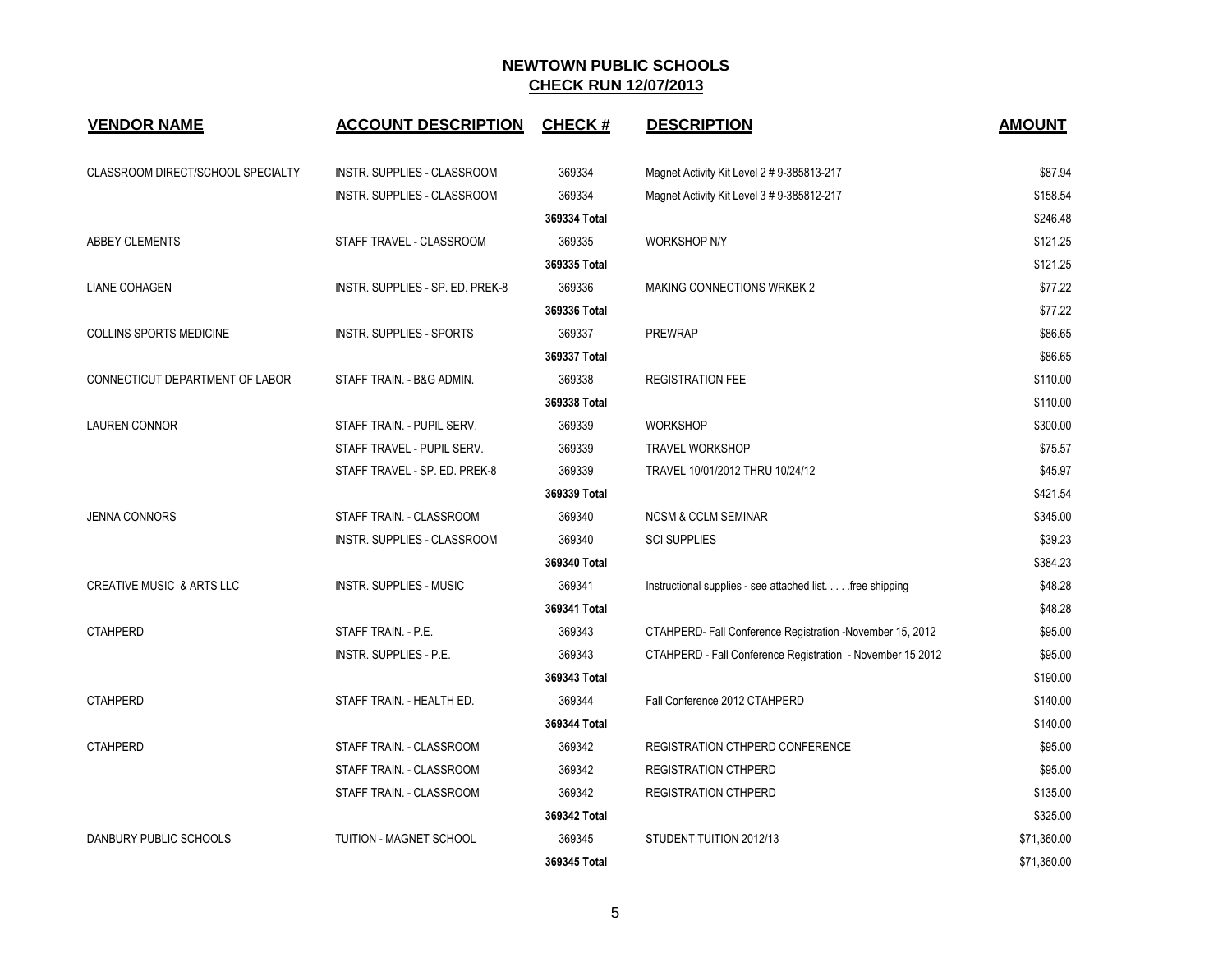# NEWTOWN PUBLIC SCHOOLS

## CHECK RUN 12/07/2013

| VENDOR NAME | ACCOUNT DESCRIPTION | CHECK # | DESCRIPTION | AMOUNT |
|---|---|---|---|---|
| CLASSROOM DIRECT/SCHOOL SPECIALTY | INSTR. SUPPLIES - CLASSROOM | 369334 | Magnet Activity Kit Level 2 # 9-385813-217 | $87.94 |
| | INSTR. SUPPLIES - CLASSROOM | 369334 | Magnet Activity Kit Level 3 # 9-385812-217 | $158.54 |
| | | 369334 Total | | $246.48 |
| ABBEY CLEMENTS | STAFF TRAVEL - CLASSROOM | 369335 | WORKSHOP N/Y | $121.25 |
| | | 369335 Total | | $121.25 |
| LIANE COHAGEN | INSTR. SUPPLIES - SP. ED. PREK-8 | 369336 | MAKING CONNECTIONS WRKBK 2 | $77.22 |
| | | 369336 Total | | $77.22 |
| COLLINS SPORTS MEDICINE | INSTR. SUPPLIES - SPORTS | 369337 | PREWRAP | $86.65 |
| | | 369337 Total | | $86.65 |
| CONNECTICUT DEPARTMENT OF LABOR | STAFF TRAIN. - B&G ADMIN. | 369338 | REGISTRATION FEE | $110.00 |
| | | 369338 Total | | $110.00 |
| LAUREN CONNOR | STAFF TRAIN. - PUPIL SERV. | 369339 | WORKSHOP | $300.00 |
| | STAFF TRAVEL - PUPIL SERV. | 369339 | TRAVEL WORKSHOP | $75.57 |
| | STAFF TRAVEL - SP. ED. PREK-8 | 369339 | TRAVEL 10/01/2012 THRU 10/24/12 | $45.97 |
| | | 369339 Total | | $421.54 |
| JENNA CONNORS | STAFF TRAIN. - CLASSROOM | 369340 | NCSM & CCLM SEMINAR | $345.00 |
| | INSTR. SUPPLIES - CLASSROOM | 369340 | SCI SUPPLIES | $39.23 |
| | | 369340 Total | | $384.23 |
| CREATIVE MUSIC & ARTS LLC | INSTR. SUPPLIES - MUSIC | 369341 | Instructional supplies - see attached list. . . . .free shipping | $48.28 |
| | | 369341 Total | | $48.28 |
| CTAHPERD | STAFF TRAIN. - P.E. | 369343 | CTAHPERD- Fall Conference Registration -November 15, 2012 | $95.00 |
| | INSTR. SUPPLIES - P.E. | 369343 | CTAHPERD - Fall Conference Registration - November 15 2012 | $95.00 |
| | | 369343 Total | | $190.00 |
| CTAHPERD | STAFF TRAIN. - HEALTH ED. | 369344 | Fall Conference 2012 CTAHPERD | $140.00 |
| | | 369344 Total | | $140.00 |
| CTAHPERD | STAFF TRAIN. - CLASSROOM | 369342 | REGISTRATION CTHPERD CONFERENCE | $95.00 |
| | STAFF TRAIN. - CLASSROOM | 369342 | REGISTRATION CTHPERD | $95.00 |
| | STAFF TRAIN. - CLASSROOM | 369342 | REGISTRATION CTHPERD | $135.00 |
| | | 369342 Total | | $325.00 |
| DANBURY PUBLIC SCHOOLS | TUITION - MAGNET SCHOOL | 369345 | STUDENT TUITION 2012/13 | $71,360.00 |
| | | 369345 Total | | $71,360.00 |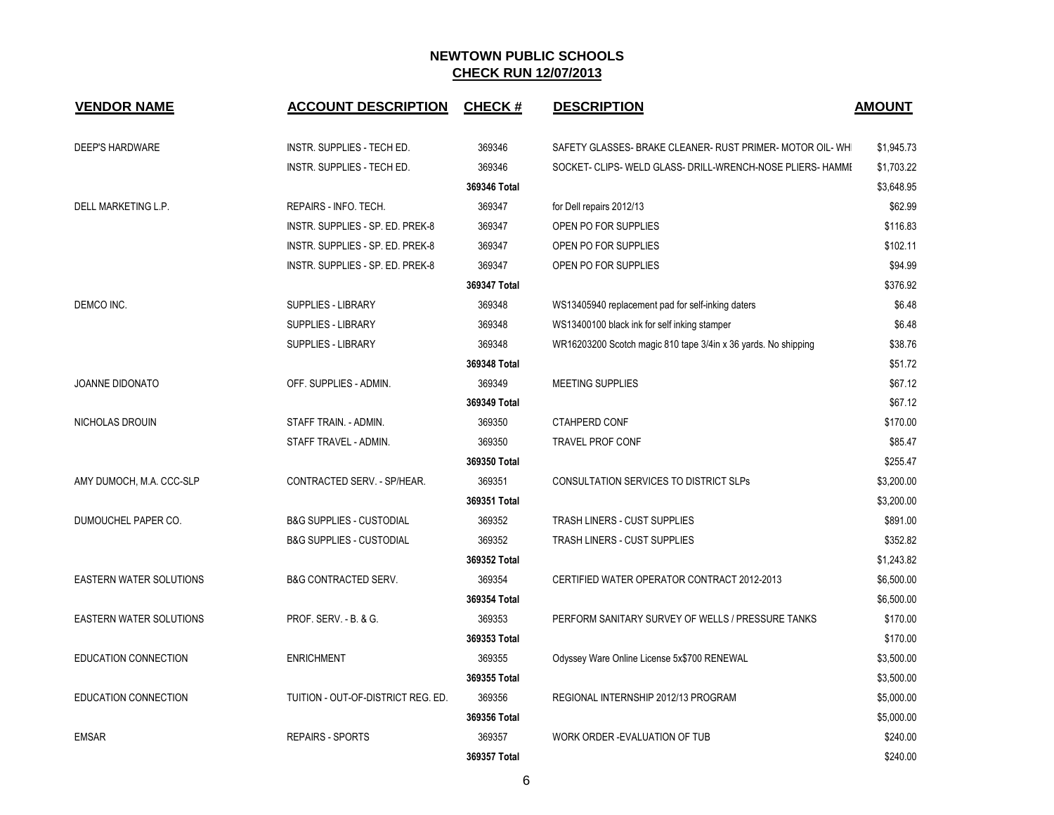## NEWTOWN PUBLIC SCHOOLS
## CHECK RUN 12/07/2013

| VENDOR NAME | ACCOUNT DESCRIPTION | CHECK # | DESCRIPTION | AMOUNT |
|---|---|---|---|---|
| DEEP'S HARDWARE | INSTR. SUPPLIES - TECH ED. | 369346 | SAFETY GLASSES- BRAKE CLEANER- RUST PRIMER- MOTOR OIL- WHI | $1,945.73 |
| | INSTR. SUPPLIES - TECH ED. | 369346 | SOCKET- CLIPS- WELD GLASS- DRILL-WRENCH-NOSE PLIERS- HAMMI | $1,703.22 |
| | | **369346 Total** | | $3,648.95 |
| DELL MARKETING L.P. | REPAIRS - INFO. TECH. | 369347 | for Dell repairs 2012/13 | $62.99 |
| | INSTR. SUPPLIES - SP. ED. PREK-8 | 369347 | OPEN PO FOR SUPPLIES | $116.83 |
| | INSTR. SUPPLIES - SP. ED. PREK-8 | 369347 | OPEN PO FOR SUPPLIES | $102.11 |
| | INSTR. SUPPLIES - SP. ED. PREK-8 | 369347 | OPEN PO FOR SUPPLIES | $94.99 |
| | | **369347 Total** | | $376.92 |
| DEMCO INC. | SUPPLIES - LIBRARY | 369348 | WS13405940 replacement pad for self-inking daters | $6.48 |
| | SUPPLIES - LIBRARY | 369348 | WS13400100 black ink for self inking stamper | $6.48 |
| | SUPPLIES - LIBRARY | 369348 | WR16203200 Scotch magic 810 tape 3/4in x 36 yards. No shipping | $38.76 |
| | | **369348 Total** | | $51.72 |
| JOANNE DIDONATO | OFF. SUPPLIES - ADMIN. | 369349 | MEETING SUPPLIES | $67.12 |
| | | **369349 Total** | | $67.12 |
| NICHOLAS DROUIN | STAFF TRAIN. - ADMIN. | 369350 | CTAHPERD CONF | $170.00 |
| | STAFF TRAVEL - ADMIN. | 369350 | TRAVEL PROF CONF | $85.47 |
| | | **369350 Total** | | $255.47 |
| AMY DUMOCH, M.A. CCC-SLP | CONTRACTED SERV. - SP/HEAR. | 369351 | CONSULTATION SERVICES TO DISTRICT SLPs | $3,200.00 |
| | | **369351 Total** | | $3,200.00 |
| DUMOUCHEL PAPER CO. | B&G SUPPLIES - CUSTODIAL | 369352 | TRASH LINERS - CUST SUPPLIES | $891.00 |
| | B&G SUPPLIES - CUSTODIAL | 369352 | TRASH LINERS - CUST SUPPLIES | $352.82 |
| | | **369352 Total** | | $1,243.82 |
| EASTERN WATER SOLUTIONS | B&G CONTRACTED SERV. | 369354 | CERTIFIED WATER OPERATOR CONTRACT 2012-2013 | $6,500.00 |
| | | **369354 Total** | | $6,500.00 |
| EASTERN WATER SOLUTIONS | PROF. SERV. - B. & G. | 369353 | PERFORM SANITARY SURVEY OF WELLS / PRESSURE TANKS | $170.00 |
| | | **369353 Total** | | $170.00 |
| EDUCATION CONNECTION | ENRICHMENT | 369355 | Odyssey Ware Online License 5x$700 RENEWAL | $3,500.00 |
| | | **369355 Total** | | $3,500.00 |
| EDUCATION CONNECTION | TUITION - OUT-OF-DISTRICT REG. ED. | 369356 | REGIONAL INTERNSHIP 2012/13 PROGRAM | $5,000.00 |
| | | **369356 Total** | | $5,000.00 |
| EMSAR | REPAIRS - SPORTS | 369357 | WORK ORDER -EVALUATION OF TUB | $240.00 |
| | | **369357 Total** | | $240.00 |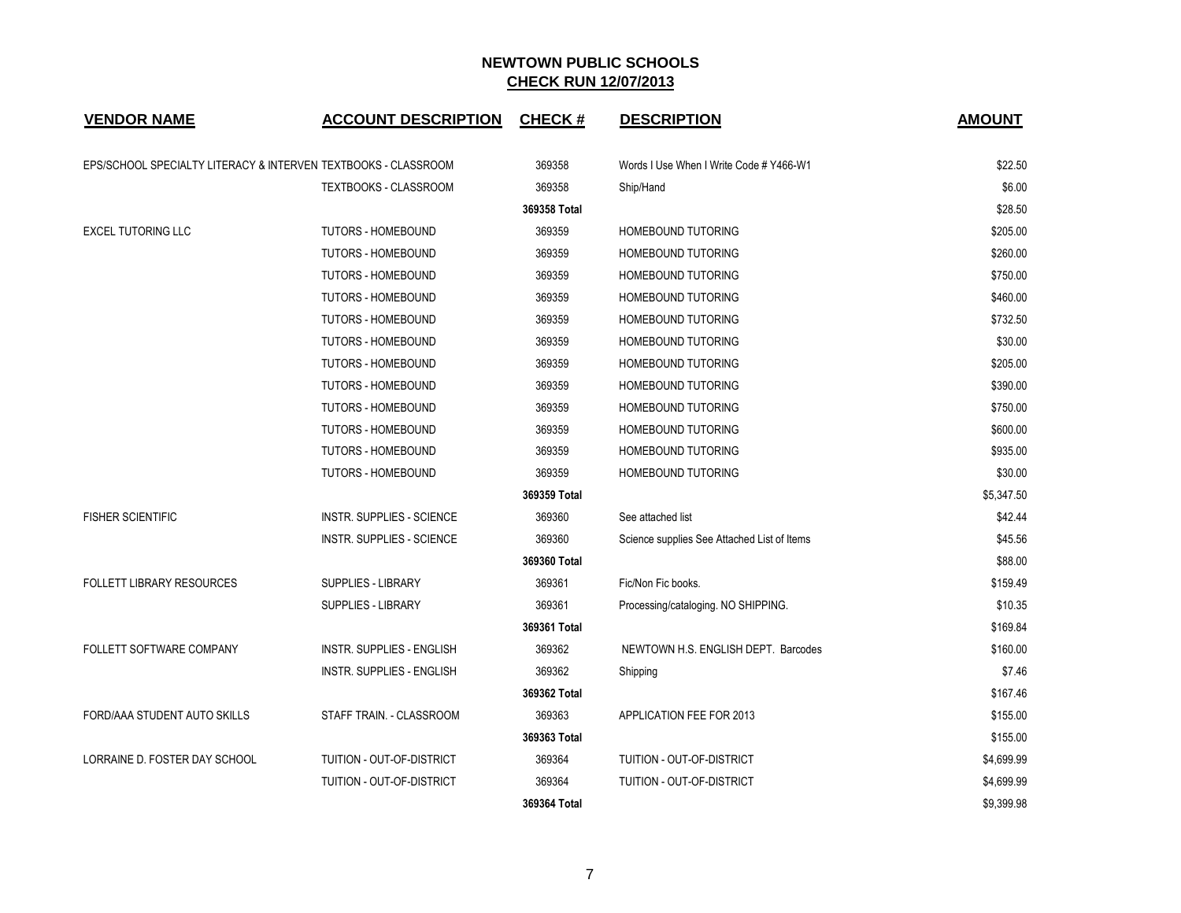# NEWTOWN PUBLIC SCHOOLS

## CHECK RUN 12/07/2013

| VENDOR NAME | ACCOUNT DESCRIPTION | CHECK # | DESCRIPTION | AMOUNT |
|---|---|---|---|---|
| EPS/SCHOOL SPECIALTY LITERACY & INTERVEN | TEXTBOOKS - CLASSROOM | 369358 | Words I Use When I Write Code # Y466-W1 | $22.50 |
| | TEXTBOOKS - CLASSROOM | 369358 | Ship/Hand | $6.00 |
| | | **369358 Total** | | $28.50 |
| EXCEL TUTORING LLC | TUTORS - HOMEBOUND | 369359 | HOMEBOUND TUTORING | $205.00 |
| | TUTORS - HOMEBOUND | 369359 | HOMEBOUND TUTORING | $260.00 |
| | TUTORS - HOMEBOUND | 369359 | HOMEBOUND TUTORING | $750.00 |
| | TUTORS - HOMEBOUND | 369359 | HOMEBOUND TUTORING | $460.00 |
| | TUTORS - HOMEBOUND | 369359 | HOMEBOUND TUTORING | $732.50 |
| | TUTORS - HOMEBOUND | 369359 | HOMEBOUND TUTORING | $30.00 |
| | TUTORS - HOMEBOUND | 369359 | HOMEBOUND TUTORING | $205.00 |
| | TUTORS - HOMEBOUND | 369359 | HOMEBOUND TUTORING | $390.00 |
| | TUTORS - HOMEBOUND | 369359 | HOMEBOUND TUTORING | $750.00 |
| | TUTORS - HOMEBOUND | 369359 | HOMEBOUND TUTORING | $600.00 |
| | TUTORS - HOMEBOUND | 369359 | HOMEBOUND TUTORING | $935.00 |
| | TUTORS - HOMEBOUND | 369359 | HOMEBOUND TUTORING | $30.00 |
| | | **369359 Total** | | $5,347.50 |
| FISHER SCIENTIFIC | INSTR. SUPPLIES - SCIENCE | 369360 | See attached list | $42.44 |
| | INSTR. SUPPLIES - SCIENCE | 369360 | Science supplies See Attached List of Items | $45.56 |
| | | **369360 Total** | | $88.00 |
| FOLLETT LIBRARY RESOURCES | SUPPLIES - LIBRARY | 369361 | Fic/Non Fic books. | $159.49 |
| | SUPPLIES - LIBRARY | 369361 | Processing/cataloging. NO SHIPPING. | $10.35 |
| | | **369361 Total** | | $169.84 |
| FOLLETT SOFTWARE COMPANY | INSTR. SUPPLIES - ENGLISH | 369362 | NEWTOWN H.S. ENGLISH DEPT. Barcodes | $160.00 |
| | INSTR. SUPPLIES - ENGLISH | 369362 | Shipping | $7.46 |
| | | **369362 Total** | | $167.46 |
| FORD/AAA STUDENT AUTO SKILLS | STAFF TRAIN. - CLASSROOM | 369363 | APPLICATION FEE FOR 2013 | $155.00 |
| | | **369363 Total** | | $155.00 |
| LORRAINE D. FOSTER DAY SCHOOL | TUITION - OUT-OF-DISTRICT | 369364 | TUITION - OUT-OF-DISTRICT | $4,699.99 |
| | TUITION - OUT-OF-DISTRICT | 369364 | TUITION - OUT-OF-DISTRICT | $4,699.99 |
| | | **369364 Total** | | $9,399.98 |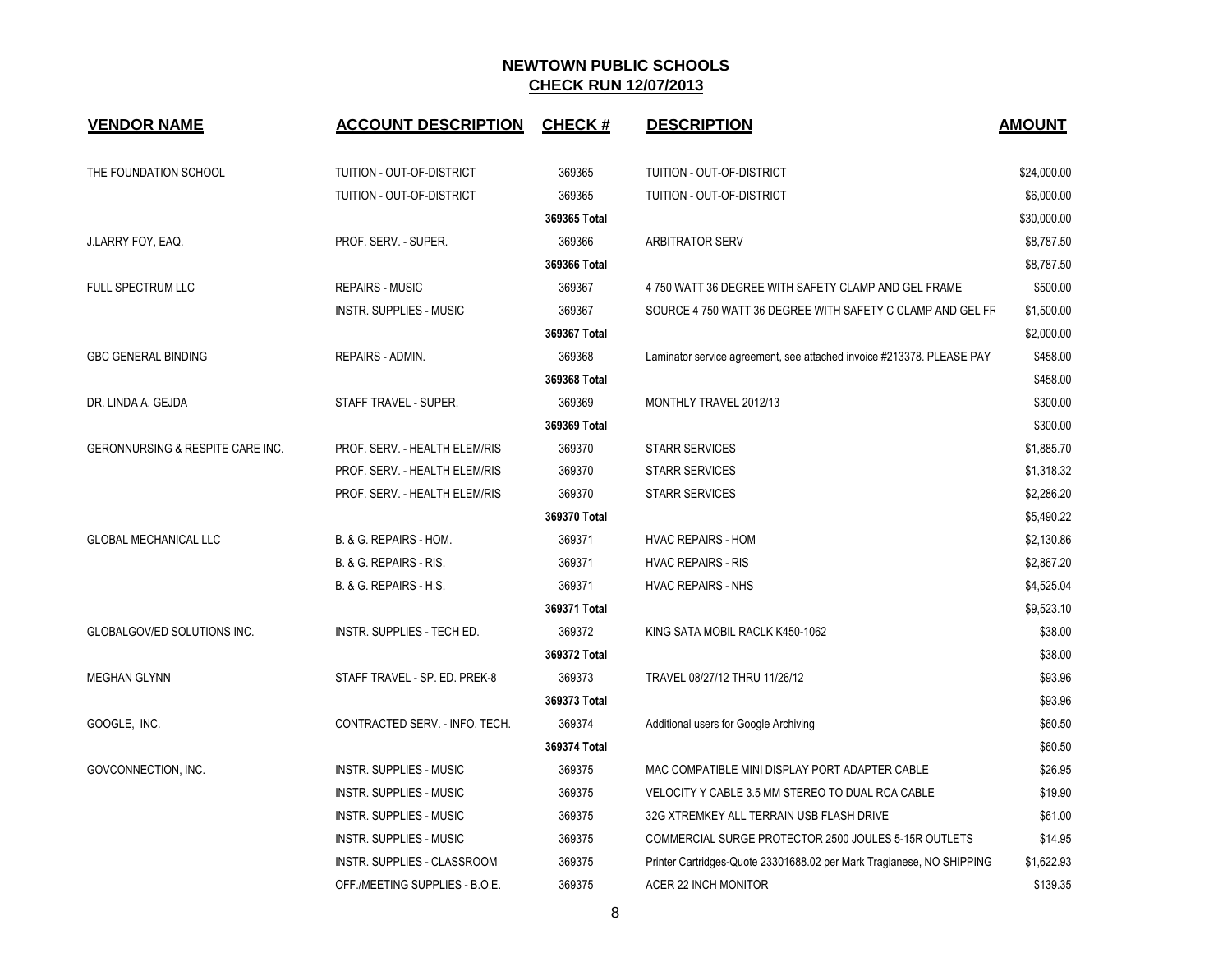# NEWTOWN PUBLIC SCHOOLS

## CHECK RUN 12/07/2013

| VENDOR NAME | ACCOUNT DESCRIPTION | CHECK # | DESCRIPTION | AMOUNT |
|---|---|---|---|---|
| THE FOUNDATION SCHOOL | TUITION - OUT-OF-DISTRICT | 369365 | TUITION - OUT-OF-DISTRICT | $24,000.00 |
| | TUITION - OUT-OF-DISTRICT | 369365 | TUITION - OUT-OF-DISTRICT | $6,000.00 |
| | | **369365 Total** | | $30,000.00 |
| J.LARRY FOY, EAQ. | PROF. SERV. - SUPER. | 369366 | ARBITRATOR SERV | $8,787.50 |
| | | **369366 Total** | | $8,787.50 |
| FULL SPECTRUM LLC | REPAIRS - MUSIC | 369367 | 4 750 WATT 36 DEGREE WITH SAFETY CLAMP AND GEL FRAME | $500.00 |
| | INSTR. SUPPLIES - MUSIC | 369367 | SOURCE 4 750 WATT 36 DEGREE WITH SAFETY C CLAMP AND GEL FR | $1,500.00 |
| | | **369367 Total** | | $2,000.00 |
| GBC GENERAL BINDING | REPAIRS - ADMIN. | 369368 | Laminator service agreement, see attached invoice #213378. PLEASE PAY | $458.00 |
| | | **369368 Total** | | $458.00 |
| DR. LINDA A. GEJDA | STAFF TRAVEL - SUPER. | 369369 | MONTHLY TRAVEL 2012/13 | $300.00 |
| | | **369369 Total** | | $300.00 |
| GERONNURSING & RESPITE CARE INC. | PROF. SERV. - HEALTH ELEM/RIS | 369370 | STARR SERVICES | $1,885.70 |
| | PROF. SERV. - HEALTH ELEM/RIS | 369370 | STARR SERVICES | $1,318.32 |
| | PROF. SERV. - HEALTH ELEM/RIS | 369370 | STARR SERVICES | $2,286.20 |
| | | **369370 Total** | | $5,490.22 |
| GLOBAL MECHANICAL LLC | B. & G. REPAIRS - HOM. | 369371 | HVAC REPAIRS - HOM | $2,130.86 |
| | B. & G. REPAIRS - RIS. | 369371 | HVAC REPAIRS - RIS | $2,867.20 |
| | B. & G. REPAIRS - H.S. | 369371 | HVAC REPAIRS - NHS | $4,525.04 |
| | | **369371 Total** | | $9,523.10 |
| GLOBALGOV/ED SOLUTIONS INC. | INSTR. SUPPLIES - TECH ED. | 369372 | KING SATA MOBIL RACLK K450-1062 | $38.00 |
| | | **369372 Total** | | $38.00 |
| MEGHAN GLYNN | STAFF TRAVEL - SP. ED. PREK-8 | 369373 | TRAVEL 08/27/12 THRU 11/26/12 | $93.96 |
| | | **369373 Total** | | $93.96 |
| GOOGLE, INC. | CONTRACTED SERV. - INFO. TECH. | 369374 | Additional users for Google Archiving | $60.50 |
| | | **369374 Total** | | $60.50 |
| GOVCONNECTION, INC. | INSTR. SUPPLIES - MUSIC | 369375 | MAC COMPATIBLE MINI DISPLAY PORT ADAPTER CABLE | $26.95 |
| | INSTR. SUPPLIES - MUSIC | 369375 | VELOCITY Y CABLE 3.5 MM STEREO TO DUAL RCA CABLE | $19.90 |
| | INSTR. SUPPLIES - MUSIC | 369375 | 32G XTREMKEY ALL TERRAIN USB FLASH DRIVE | $61.00 |
| | INSTR. SUPPLIES - MUSIC | 369375 | COMMERCIAL SURGE PROTECTOR 2500 JOULES 5-15R OUTLETS | $14.95 |
| | INSTR. SUPPLIES - CLASSROOM | 369375 | Printer Cartridges-Quote 23301688.02 per Mark Tragianese, NO SHIPPING | $1,622.93 |
| | OFF./MEETING SUPPLIES - B.O.E. | 369375 | ACER 22 INCH MONITOR | $139.35 |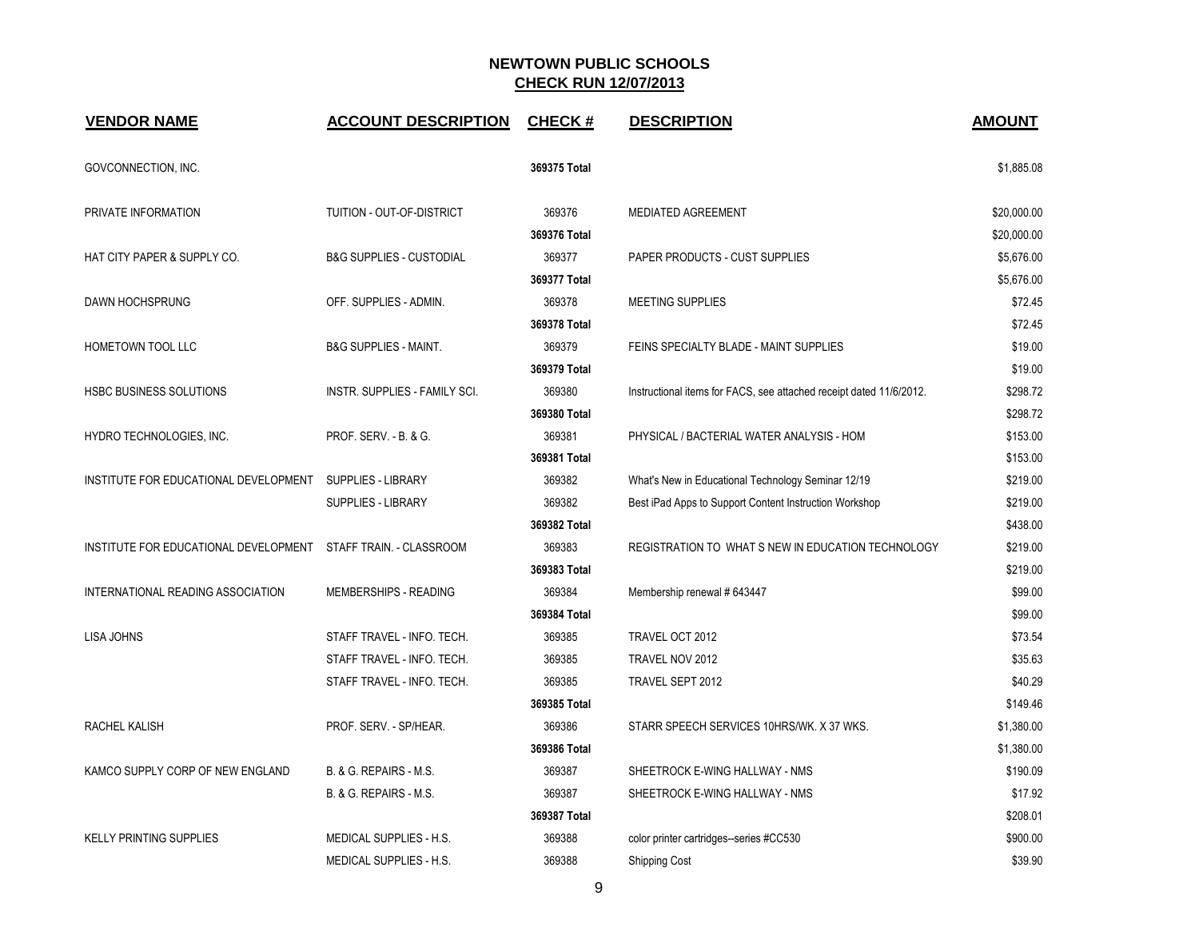# NEWTOWN PUBLIC SCHOOLS

## CHECK RUN 12/07/2013

| VENDOR NAME | ACCOUNT DESCRIPTION | CHECK # | DESCRIPTION | AMOUNT |
|---|---|---|---|---|
| GOVCONNECTION, INC. | | 369375 Total | | $1,885.08 |
| PRIVATE INFORMATION | TUITION - OUT-OF-DISTRICT | 369376 | MEDIATED AGREEMENT | $20,000.00 |
| | | 369376 Total | | $20,000.00 |
| HAT CITY PAPER & SUPPLY CO. | B&G SUPPLIES - CUSTODIAL | 369377 | PAPER PRODUCTS - CUST SUPPLIES | $5,676.00 |
| | | 369377 Total | | $5,676.00 |
| DAWN HOCHSPRUNG | OFF. SUPPLIES - ADMIN. | 369378 | MEETING SUPPLIES | $72.45 |
| | | 369378 Total | | $72.45 |
| HOMETOWN TOOL LLC | B&G SUPPLIES - MAINT. | 369379 | FEINS SPECIALTY BLADE - MAINT SUPPLIES | $19.00 |
| | | 369379 Total | | $19.00 |
| HSBC BUSINESS SOLUTIONS | INSTR. SUPPLIES - FAMILY SCI. | 369380 | Instructional items for FACS, see attached receipt dated 11/6/2012. | $298.72 |
| | | 369380 Total | | $298.72 |
| HYDRO TECHNOLOGIES, INC. | PROF. SERV. - B. & G. | 369381 | PHYSICAL / BACTERIAL WATER ANALYSIS - HOM | $153.00 |
| | | 369381 Total | | $153.00 |
| INSTITUTE FOR EDUCATIONAL DEVELOPMENT | SUPPLIES - LIBRARY | 369382 | What's New in Educational Technology Seminar 12/19 | $219.00 |
| | SUPPLIES - LIBRARY | 369382 | Best iPad Apps to Support Content Instruction Workshop | $219.00 |
| | | 369382 Total | | $438.00 |
| INSTITUTE FOR EDUCATIONAL DEVELOPMENT | STAFF TRAIN. - CLASSROOM | 369383 | REGISTRATION TO WHAT S NEW IN EDUCATION TECHNOLOGY | $219.00 |
| | | 369383 Total | | $219.00 |
| INTERNATIONAL READING ASSOCIATION | MEMBERSHIPS - READING | 369384 | Membership renewal # 643447 | $99.00 |
| | | 369384 Total | | $99.00 |
| LISA JOHNS | STAFF TRAVEL - INFO. TECH. | 369385 | TRAVEL OCT 2012 | $73.54 |
| | STAFF TRAVEL - INFO. TECH. | 369385 | TRAVEL NOV 2012 | $35.63 |
| | STAFF TRAVEL - INFO. TECH. | 369385 | TRAVEL SEPT 2012 | $40.29 |
| | | 369385 Total | | $149.46 |
| RACHEL KALISH | PROF. SERV. - SP/HEAR. | 369386 | STARR SPEECH SERVICES 10HRS/WK. X 37 WKS. | $1,380.00 |
| | | 369386 Total | | $1,380.00 |
| KAMCO SUPPLY CORP OF NEW ENGLAND | B. & G. REPAIRS - M.S. | 369387 | SHEETROCK E-WING HALLWAY - NMS | $190.09 |
| | B. & G. REPAIRS - M.S. | 369387 | SHEETROCK E-WING HALLWAY - NMS | $17.92 |
| | | 369387 Total | | $208.01 |
| KELLY PRINTING SUPPLIES | MEDICAL SUPPLIES - H.S. | 369388 | color printer cartridges--series #CC530 | $900.00 |
| | MEDICAL SUPPLIES - H.S. | 369388 | Shipping Cost | $39.90 |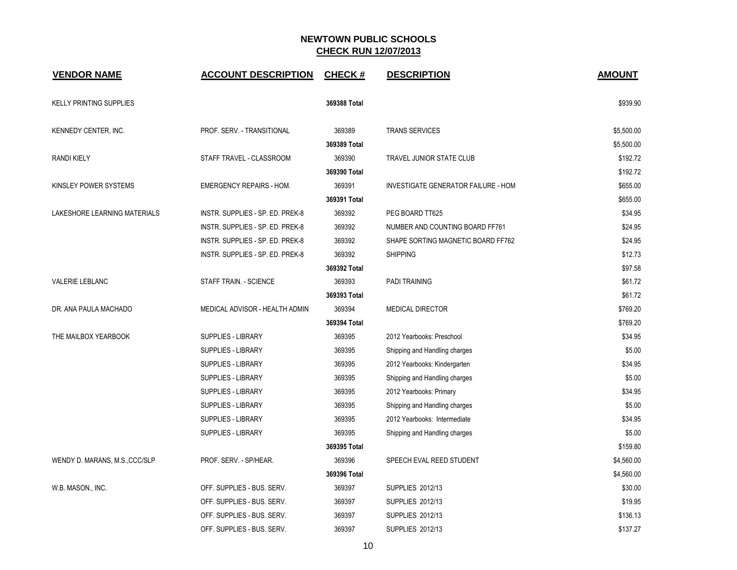**NEWTOWN PUBLIC SCHOOLS**
**CHECK RUN 12/07/2013**

| VENDOR NAME | ACCOUNT DESCRIPTION | CHECK # | DESCRIPTION | AMOUNT |
|---|---|---|---|---|
| KELLY PRINTING SUPPLIES | | 369388 Total | | $939.90 |
| KENNEDY CENTER, INC. | PROF. SERV. - TRANSITIONAL | 369389 | TRANS SERVICES | $5,500.00 |
| | | 369389 Total | | $5,500.00 |
| RANDI KIELY | STAFF TRAVEL - CLASSROOM | 369390 | TRAVEL JUNIOR STATE CLUB | $192.72 |
| | | 369390 Total | | $192.72 |
| KINSLEY POWER SYSTEMS | EMERGENCY REPAIRS - HOM. | 369391 | INVESTIGATE GENERATOR FAILURE - HOM | $655.00 |
| | | 369391 Total | | $655.00 |
| LAKESHORE LEARNING MATERIALS | INSTR. SUPPLIES - SP. ED. PREK-8 | 369392 | PEG BOARD TT625 | $34.95 |
| | INSTR. SUPPLIES - SP. ED. PREK-8 | 369392 | NUMBER AND COUNTING BOARD FF761 | $24.95 |
| | INSTR. SUPPLIES - SP. ED. PREK-8 | 369392 | SHAPE SORTING MAGNETIC BOARD FF762 | $24.95 |
| | INSTR. SUPPLIES - SP. ED. PREK-8 | 369392 | SHIPPING | $12.73 |
| | | 369392 Total | | $97.58 |
| VALERIE LEBLANC | STAFF TRAIN. - SCIENCE | 369393 | PADI TRAINING | $61.72 |
| | | 369393 Total | | $61.72 |
| DR. ANA PAULA MACHADO | MEDICAL ADVISOR - HEALTH ADMIN | 369394 | MEDICAL DIRECTOR | $769.20 |
| | | 369394 Total | | $769.20 |
| THE MAILBOX YEARBOOK | SUPPLIES - LIBRARY | 369395 | 2012 Yearbooks: Preschool | $34.95 |
| | SUPPLIES - LIBRARY | 369395 | Shipping and Handling charges | $5.00 |
| | SUPPLIES - LIBRARY | 369395 | 2012 Yearbooks: Kindergarten | $34.95 |
| | SUPPLIES - LIBRARY | 369395 | Shipping and Handling charges | $5.00 |
| | SUPPLIES - LIBRARY | 369395 | 2012 Yearbooks: Primary | $34.95 |
| | SUPPLIES - LIBRARY | 369395 | Shipping and Handling charges | $5.00 |
| | SUPPLIES - LIBRARY | 369395 | 2012 Yearbooks: Intermediate | $34.95 |
| | SUPPLIES - LIBRARY | 369395 | Shipping and Handling charges | $5.00 |
| | | 369395 Total | | $159.80 |
| WENDY D. MARANS, M.S.,CCC/SLP | PROF. SERV. - SP/HEAR. | 369396 | SPEECH EVAL REED STUDENT | $4,560.00 |
| | | 369396 Total | | $4,560.00 |
| W.B. MASON., INC. | OFF. SUPPLIES - BUS. SERV. | 369397 | SUPPLIES 2012/13 | $30.00 |
| | OFF. SUPPLIES - BUS. SERV. | 369397 | SUPPLIES 2012/13 | $19.95 |
| | OFF. SUPPLIES - BUS. SERV. | 369397 | SUPPLIES 2012/13 | $136.13 |
| | OFF. SUPPLIES - BUS. SERV. | 369397 | SUPPLIES 2012/13 | $137.27 |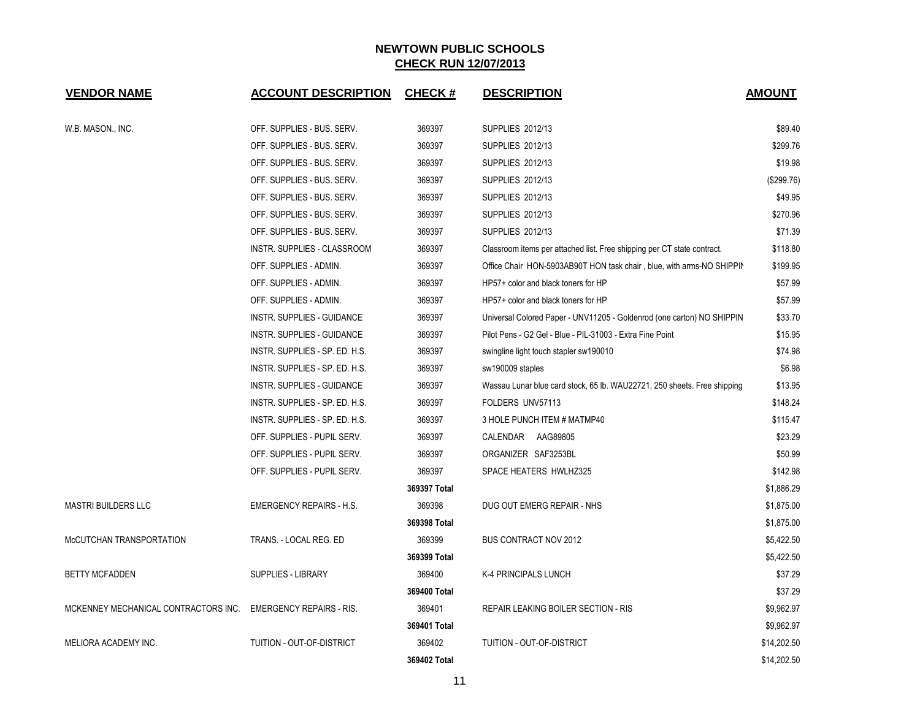# NEWTOWN PUBLIC SCHOOLS
## CHECK RUN 12/07/2013

| VENDOR NAME | ACCOUNT DESCRIPTION | CHECK # | DESCRIPTION | AMOUNT |
|---|---|---|---|---|
| W.B. MASON., INC. | OFF. SUPPLIES - BUS. SERV. | 369397 | SUPPLIES 2012/13 | $89.40 |
| | OFF. SUPPLIES - BUS. SERV. | 369397 | SUPPLIES 2012/13 | $299.76 |
| | OFF. SUPPLIES - BUS. SERV. | 369397 | SUPPLIES 2012/13 | $19.98 |
| | OFF. SUPPLIES - BUS. SERV. | 369397 | SUPPLIES 2012/13 | ($299.76) |
| | OFF. SUPPLIES - BUS. SERV. | 369397 | SUPPLIES 2012/13 | $49.95 |
| | OFF. SUPPLIES - BUS. SERV. | 369397 | SUPPLIES 2012/13 | $270.96 |
| | OFF. SUPPLIES - BUS. SERV. | 369397 | SUPPLIES 2012/13 | $71.39 |
| | INSTR. SUPPLIES - CLASSROOM | 369397 | Classroom items per attached list. Free shipping per CT state contract. | $118.80 |
| | OFF. SUPPLIES - ADMIN. | 369397 | Office Chair HON-5903AB90T HON task chair , blue, with arms-NO SHIPPIN | $199.95 |
| | OFF. SUPPLIES - ADMIN. | 369397 | HP57+ color and black toners for HP | $57.99 |
| | OFF. SUPPLIES - ADMIN. | 369397 | HP57+ color and black toners for HP | $57.99 |
| | INSTR. SUPPLIES - GUIDANCE | 369397 | Universal Colored Paper - UNV11205 - Goldenrod (one carton) NO SHIPPIN | $33.70 |
| | INSTR. SUPPLIES - GUIDANCE | 369397 | Pilot Pens - G2 Gel - Blue - PIL-31003 - Extra Fine Point | $15.95 |
| | INSTR. SUPPLIES - SP. ED. H.S. | 369397 | swingline light touch stapler sw190010 | $74.98 |
| | INSTR. SUPPLIES - SP. ED. H.S. | 369397 | sw190009 staples | $6.98 |
| | INSTR. SUPPLIES - GUIDANCE | 369397 | Wassau Lunar blue card stock, 65 lb. WAU22721, 250 sheets. Free shipping | $13.95 |
| | INSTR. SUPPLIES - SP. ED. H.S. | 369397 | FOLDERS UNV57113 | $148.24 |
| | INSTR. SUPPLIES - SP. ED. H.S. | 369397 | 3 HOLE PUNCH ITEM # MATMP40 | $115.47 |
| | OFF. SUPPLIES - PUPIL SERV. | 369397 | CALENDAR AAG89805 | $23.29 |
| | OFF. SUPPLIES - PUPIL SERV. | 369397 | ORGANIZER SAF3253BL | $50.99 |
| | OFF. SUPPLIES - PUPIL SERV. | 369397 | SPACE HEATERS HWLHZ325 | $142.98 |
| | | 369397 Total | | $1,886.29 |
| MASTRI BUILDERS LLC | EMERGENCY REPAIRS - H.S. | 369398 | DUG OUT EMERG REPAIR - NHS | $1,875.00 |
| | | 369398 Total | | $1,875.00 |
| McCUTCHAN TRANSPORTATION | TRANS. - LOCAL REG. ED | 369399 | BUS CONTRACT NOV 2012 | $5,422.50 |
| | | 369399 Total | | $5,422.50 |
| BETTY MCFADDEN | SUPPLIES - LIBRARY | 369400 | K-4 PRINCIPALS LUNCH | $37.29 |
| | | 369400 Total | | $37.29 |
| MCKENNEY MECHANICAL CONTRACTORS INC. | EMERGENCY REPAIRS - RIS. | 369401 | REPAIR LEAKING BOILER SECTION - RIS | $9,962.97 |
| | | 369401 Total | | $9,962.97 |
| MELIORA ACADEMY INC. | TUITION - OUT-OF-DISTRICT | 369402 | TUITION - OUT-OF-DISTRICT | $14,202.50 |
| | | 369402 Total | | $14,202.50 |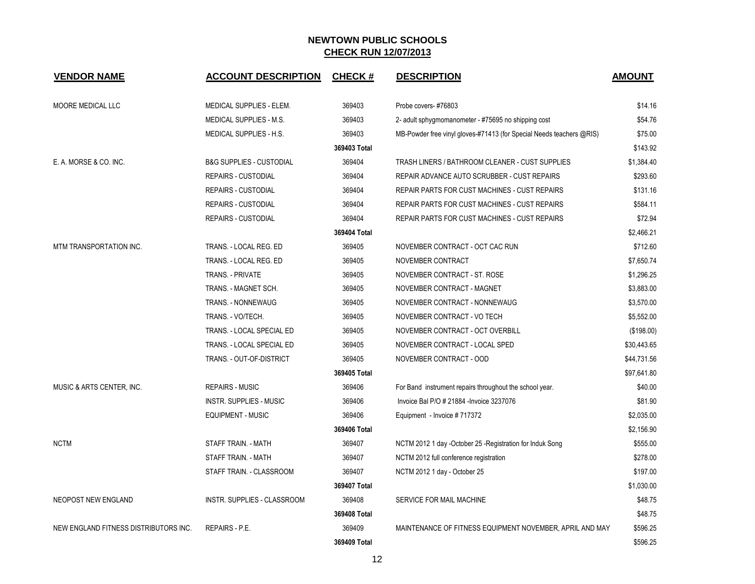## NEWTOWN PUBLIC SCHOOLS
## CHECK RUN 12/07/2013

| VENDOR NAME | ACCOUNT DESCRIPTION | CHECK # | DESCRIPTION | AMOUNT |
|---|---|---|---|---|
| MOORE MEDICAL LLC | MEDICAL SUPPLIES - ELEM. | 369403 | Probe covers- #76803 | $14.16 |
| | MEDICAL SUPPLIES - M.S. | 369403 | 2- adult sphygmomanometer - #75695 no shipping cost | $54.76 |
| | MEDICAL SUPPLIES - H.S. | 369403 | MB-Powder free vinyl gloves-#71413 (for Special Needs teachers @RIS) | $75.00 |
| | | 369403 Total | | $143.92 |
| E. A. MORSE & CO. INC. | B&G SUPPLIES - CUSTODIAL | 369404 | TRASH LINERS / BATHROOM CLEANER - CUST SUPPLIES | $1,384.40 |
| | REPAIRS - CUSTODIAL | 369404 | REPAIR ADVANCE AUTO SCRUBBER - CUST REPAIRS | $293.60 |
| | REPAIRS - CUSTODIAL | 369404 | REPAIR PARTS FOR CUST MACHINES - CUST REPAIRS | $131.16 |
| | REPAIRS - CUSTODIAL | 369404 | REPAIR PARTS FOR CUST MACHINES - CUST REPAIRS | $584.11 |
| | REPAIRS - CUSTODIAL | 369404 | REPAIR PARTS FOR CUST MACHINES - CUST REPAIRS | $72.94 |
| | | 369404 Total | | $2,466.21 |
| MTM TRANSPORTATION INC. | TRANS. - LOCAL REG. ED | 369405 | NOVEMBER CONTRACT - OCT CAC RUN | $712.60 |
| | TRANS. - LOCAL REG. ED | 369405 | NOVEMBER CONTRACT | $7,650.74 |
| | TRANS. - PRIVATE | 369405 | NOVEMBER CONTRACT - ST. ROSE | $1,296.25 |
| | TRANS. - MAGNET SCH. | 369405 | NOVEMBER CONTRACT - MAGNET | $3,883.00 |
| | TRANS. - NONNEWAUG | 369405 | NOVEMBER CONTRACT - NONNEWAUG | $3,570.00 |
| | TRANS. - VO/TECH. | 369405 | NOVEMBER CONTRACT - VO TECH | $5,552.00 |
| | TRANS. - LOCAL SPECIAL ED | 369405 | NOVEMBER CONTRACT - OCT OVERBILL | ($198.00) |
| | TRANS. - LOCAL SPECIAL ED | 369405 | NOVEMBER CONTRACT - LOCAL SPED | $30,443.65 |
| | TRANS. - OUT-OF-DISTRICT | 369405 | NOVEMBER CONTRACT - OOD | $44,731.56 |
| | | 369405 Total | | $97,641.80 |
| MUSIC & ARTS CENTER, INC. | REPAIRS - MUSIC | 369406 | For Band instrument repairs throughout the school year. | $40.00 |
| | INSTR. SUPPLIES - MUSIC | 369406 | Invoice Bal P/O # 21884 -Invoice 3237076 | $81.90 |
| | EQUIPMENT - MUSIC | 369406 | Equipment - Invoice # 717372 | $2,035.00 |
| | | 369406 Total | | $2,156.90 |
| NCTM | STAFF TRAIN. - MATH | 369407 | NCTM 2012 1 day -October 25 -Registration for Induk Song | $555.00 |
| | STAFF TRAIN. - MATH | 369407 | NCTM 2012 full conference registration | $278.00 |
| | STAFF TRAIN. - CLASSROOM | 369407 | NCTM 2012 1 day - October 25 | $197.00 |
| | | 369407 Total | | $1,030.00 |
| NEOPOST NEW ENGLAND | INSTR. SUPPLIES - CLASSROOM | 369408 | SERVICE FOR MAIL MACHINE | $48.75 |
| | | 369408 Total | | $48.75 |
| NEW ENGLAND FITNESS DISTRIBUTORS INC. | REPAIRS - P.E. | 369409 | MAINTENANCE OF FITNESS EQUIPMENT NOVEMBER, APRIL AND MAY | $596.25 |
| | | 369409 Total | | $596.25 |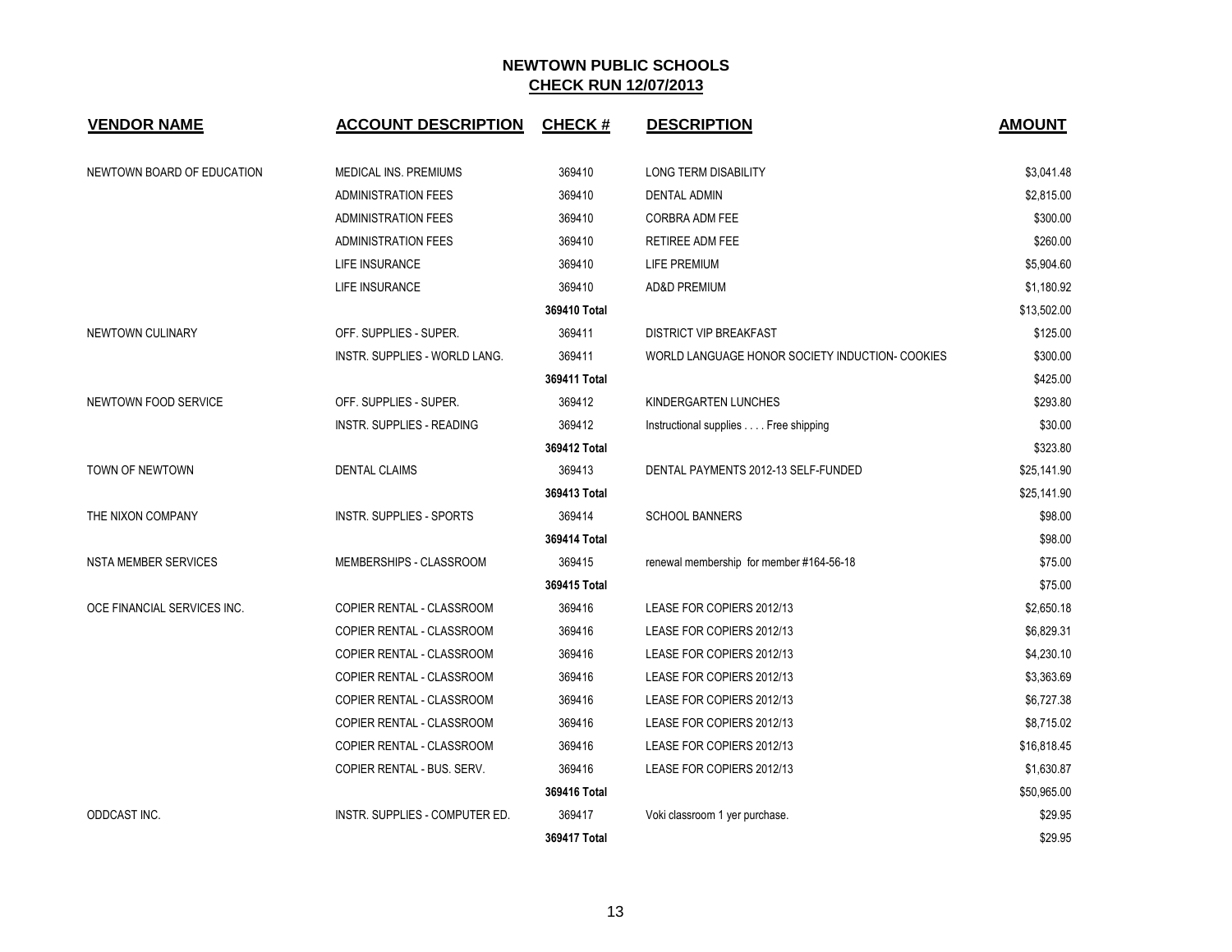# NEWTOWN PUBLIC SCHOOLS

## CHECK RUN 12/07/2013

| VENDOR NAME | ACCOUNT DESCRIPTION | CHECK # | DESCRIPTION | AMOUNT |
|---|---|---|---|---|
| NEWTOWN BOARD OF EDUCATION | MEDICAL INS. PREMIUMS | 369410 | LONG TERM DISABILITY | $3,041.48 |
| | ADMINISTRATION FEES | 369410 | DENTAL ADMIN | $2,815.00 |
| | ADMINISTRATION FEES | 369410 | CORBRA ADM FEE | $300.00 |
| | ADMINISTRATION FEES | 369410 | RETIREE ADM FEE | $260.00 |
| | LIFE INSURANCE | 369410 | LIFE PREMIUM | $5,904.60 |
| | LIFE INSURANCE | 369410 | AD&D PREMIUM | $1,180.92 |
| | | **369410 Total** | | $13,502.00 |
| NEWTOWN CULINARY | OFF. SUPPLIES - SUPER. | 369411 | DISTRICT VIP BREAKFAST | $125.00 |
| | INSTR. SUPPLIES - WORLD LANG. | 369411 | WORLD LANGUAGE HONOR SOCIETY INDUCTION- COOKIES | $300.00 |
| | | **369411 Total** | | $425.00 |
| NEWTOWN FOOD SERVICE | OFF. SUPPLIES - SUPER. | 369412 | KINDERGARTEN LUNCHES | $293.80 |
| | INSTR. SUPPLIES - READING | 369412 | Instructional supplies . . . . Free shipping | $30.00 |
| | | **369412 Total** | | $323.80 |
| TOWN OF NEWTOWN | DENTAL CLAIMS | 369413 | DENTAL PAYMENTS 2012-13 SELF-FUNDED | $25,141.90 |
| | | **369413 Total** | | $25,141.90 |
| THE NIXON COMPANY | INSTR. SUPPLIES - SPORTS | 369414 | SCHOOL BANNERS | $98.00 |
| | | **369414 Total** | | $98.00 |
| NSTA MEMBER SERVICES | MEMBERSHIPS - CLASSROOM | 369415 | renewal membership for member #164-56-18 | $75.00 |
| | | **369415 Total** | | $75.00 |
| OCE FINANCIAL SERVICES INC. | COPIER RENTAL - CLASSROOM | 369416 | LEASE FOR COPIERS 2012/13 | $2,650.18 |
| | COPIER RENTAL - CLASSROOM | 369416 | LEASE FOR COPIERS 2012/13 | $6,829.31 |
| | COPIER RENTAL - CLASSROOM | 369416 | LEASE FOR COPIERS 2012/13 | $4,230.10 |
| | COPIER RENTAL - CLASSROOM | 369416 | LEASE FOR COPIERS 2012/13 | $3,363.69 |
| | COPIER RENTAL - CLASSROOM | 369416 | LEASE FOR COPIERS 2012/13 | $6,727.38 |
| | COPIER RENTAL - CLASSROOM | 369416 | LEASE FOR COPIERS 2012/13 | $8,715.02 |
| | COPIER RENTAL - CLASSROOM | 369416 | LEASE FOR COPIERS 2012/13 | $16,818.45 |
| | COPIER RENTAL - BUS. SERV. | 369416 | LEASE FOR COPIERS 2012/13 | $1,630.87 |
| | | **369416 Total** | | $50,965.00 |
| ODDCAST INC. | INSTR. SUPPLIES - COMPUTER ED. | 369417 | Voki classroom 1 yer purchase. | $29.95 |
| | | **369417 Total** | | $29.95 |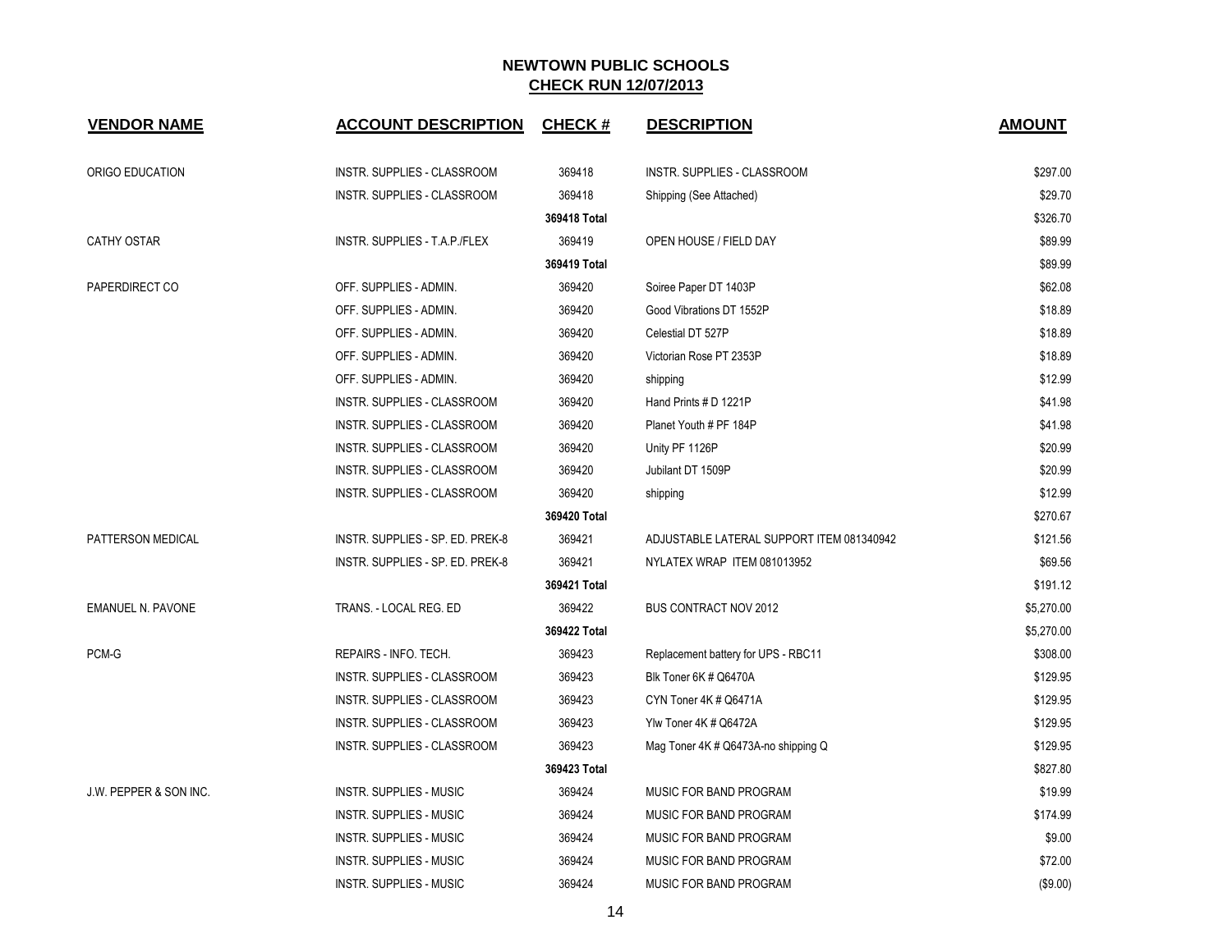# NEWTOWN PUBLIC SCHOOLS

## CHECK RUN 12/07/2013

| VENDOR NAME | ACCOUNT DESCRIPTION | CHECK # | DESCRIPTION | AMOUNT |
|---|---|---|---|---|
| ORIGO EDUCATION | INSTR. SUPPLIES - CLASSROOM | 369418 | INSTR. SUPPLIES - CLASSROOM | $297.00 |
| | INSTR. SUPPLIES - CLASSROOM | 369418 | Shipping (See Attached) | $29.70 |
| | | 369418 Total | | $326.70 |
| CATHY OSTAR | INSTR. SUPPLIES - T.A.P./FLEX | 369419 | OPEN HOUSE / FIELD DAY | $89.99 |
| | | 369419 Total | | $89.99 |
| PAPERDIRECT CO | OFF. SUPPLIES - ADMIN. | 369420 | Soiree Paper DT 1403P | $62.08 |
| | OFF. SUPPLIES - ADMIN. | 369420 | Good Vibrations DT 1552P | $18.89 |
| | OFF. SUPPLIES - ADMIN. | 369420 | Celestial DT 527P | $18.89 |
| | OFF. SUPPLIES - ADMIN. | 369420 | Victorian Rose PT 2353P | $18.89 |
| | OFF. SUPPLIES - ADMIN. | 369420 | shipping | $12.99 |
| | INSTR. SUPPLIES - CLASSROOM | 369420 | Hand Prints # D 1221P | $41.98 |
| | INSTR. SUPPLIES - CLASSROOM | 369420 | Planet Youth # PF 184P | $41.98 |
| | INSTR. SUPPLIES - CLASSROOM | 369420 | Unity PF 1126P | $20.99 |
| | INSTR. SUPPLIES - CLASSROOM | 369420 | Jubilant DT 1509P | $20.99 |
| | INSTR. SUPPLIES - CLASSROOM | 369420 | shipping | $12.99 |
| | | 369420 Total | | $270.67 |
| PATTERSON MEDICAL | INSTR. SUPPLIES - SP. ED. PREK-8 | 369421 | ADJUSTABLE LATERAL SUPPORT ITEM 081340942 | $121.56 |
| | INSTR. SUPPLIES - SP. ED. PREK-8 | 369421 | NYLATEX WRAP ITEM 081013952 | $69.56 |
| | | 369421 Total | | $191.12 |
| EMANUEL N. PAVONE | TRANS. - LOCAL REG. ED | 369422 | BUS CONTRACT NOV 2012 | $5,270.00 |
| | | 369422 Total | | $5,270.00 |
| PCM-G | REPAIRS - INFO. TECH. | 369423 | Replacement battery for UPS - RBC11 | $308.00 |
| | INSTR. SUPPLIES - CLASSROOM | 369423 | Blk Toner 6K # Q6470A | $129.95 |
| | INSTR. SUPPLIES - CLASSROOM | 369423 | CYN Toner 4K # Q6471A | $129.95 |
| | INSTR. SUPPLIES - CLASSROOM | 369423 | Ylw Toner 4K # Q6472A | $129.95 |
| | INSTR. SUPPLIES - CLASSROOM | 369423 | Mag Toner 4K # Q6473A-no shipping Q | $129.95 |
| | | 369423 Total | | $827.80 |
| J.W. PEPPER & SON INC. | INSTR. SUPPLIES - MUSIC | 369424 | MUSIC FOR BAND PROGRAM | $19.99 |
| | INSTR. SUPPLIES - MUSIC | 369424 | MUSIC FOR BAND PROGRAM | $174.99 |
| | INSTR. SUPPLIES - MUSIC | 369424 | MUSIC FOR BAND PROGRAM | $9.00 |
| | INSTR. SUPPLIES - MUSIC | 369424 | MUSIC FOR BAND PROGRAM | $72.00 |
| | INSTR. SUPPLIES - MUSIC | 369424 | MUSIC FOR BAND PROGRAM | ($9.00) |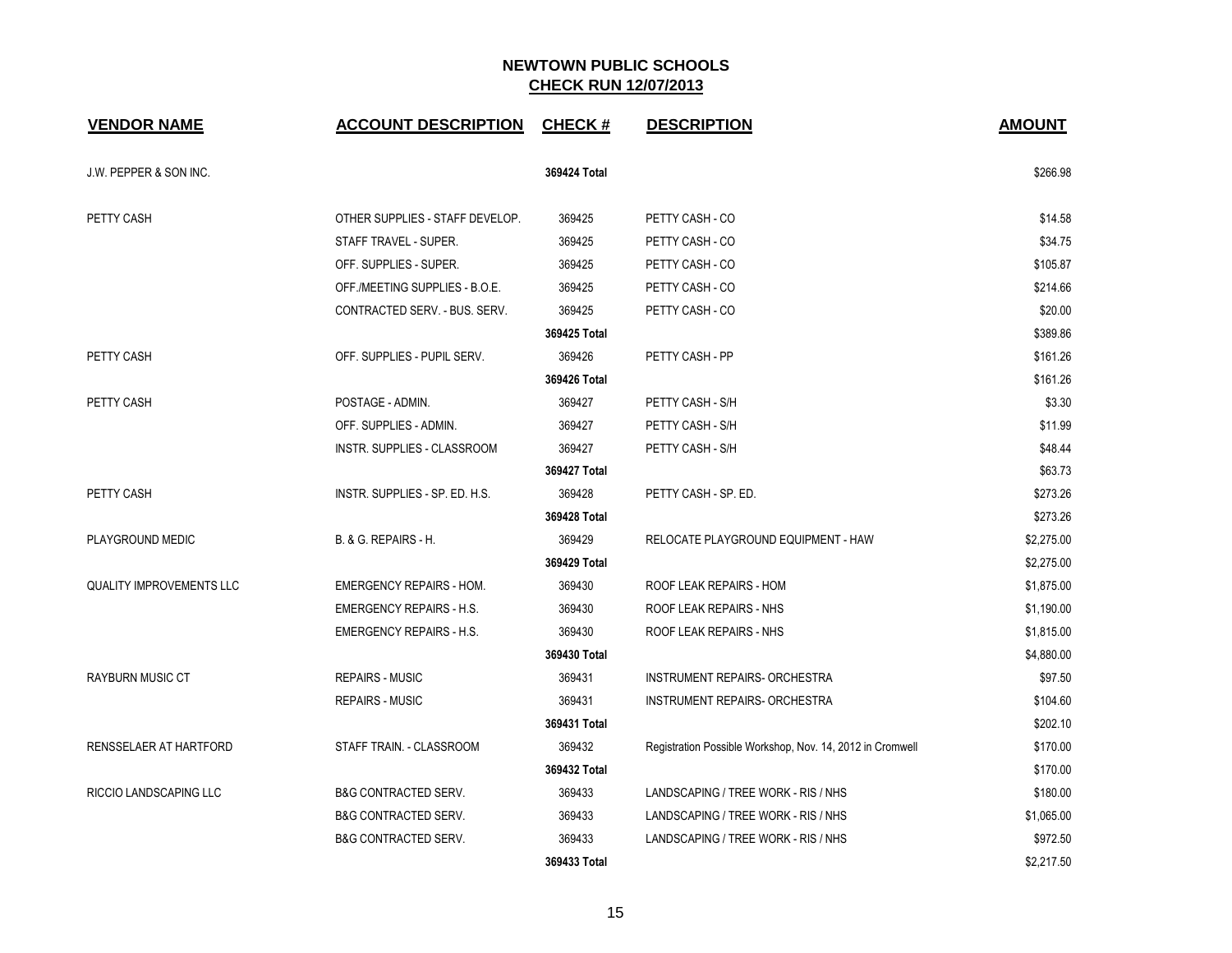# NEWTOWN PUBLIC SCHOOLS
## CHECK RUN 12/07/2013

| VENDOR NAME | ACCOUNT DESCRIPTION | CHECK # | DESCRIPTION | AMOUNT |
|---|---|---|---|---|
| J.W. PEPPER & SON INC. | | 369424 Total | | $266.98 |
| PETTY CASH | OTHER SUPPLIES - STAFF DEVELOP. | 369425 | PETTY CASH - CO | $14.58 |
| | STAFF TRAVEL - SUPER. | 369425 | PETTY CASH - CO | $34.75 |
| | OFF. SUPPLIES - SUPER. | 369425 | PETTY CASH - CO | $105.87 |
| | OFF./MEETING SUPPLIES - B.O.E. | 369425 | PETTY CASH - CO | $214.66 |
| | CONTRACTED SERV. - BUS. SERV. | 369425 | PETTY CASH - CO | $20.00 |
| | | 369425 Total | | $389.86 |
| PETTY CASH | OFF. SUPPLIES - PUPIL SERV. | 369426 | PETTY CASH - PP | $161.26 |
| | | 369426 Total | | $161.26 |
| PETTY CASH | POSTAGE - ADMIN. | 369427 | PETTY CASH - S/H | $3.30 |
| | OFF. SUPPLIES - ADMIN. | 369427 | PETTY CASH - S/H | $11.99 |
| | INSTR. SUPPLIES - CLASSROOM | 369427 | PETTY CASH - S/H | $48.44 |
| | | 369427 Total | | $63.73 |
| PETTY CASH | INSTR. SUPPLIES - SP. ED. H.S. | 369428 | PETTY CASH - SP. ED. | $273.26 |
| | | 369428 Total | | $273.26 |
| PLAYGROUND MEDIC | B. & G. REPAIRS - H. | 369429 | RELOCATE PLAYGROUND EQUIPMENT - HAW | $2,275.00 |
| | | 369429 Total | | $2,275.00 |
| QUALITY IMPROVEMENTS LLC | EMERGENCY REPAIRS - HOM. | 369430 | ROOF LEAK REPAIRS - HOM | $1,875.00 |
| | EMERGENCY REPAIRS - H.S. | 369430 | ROOF LEAK REPAIRS - NHS | $1,190.00 |
| | EMERGENCY REPAIRS - H.S. | 369430 | ROOF LEAK REPAIRS - NHS | $1,815.00 |
| | | 369430 Total | | $4,880.00 |
| RAYBURN MUSIC CT | REPAIRS - MUSIC | 369431 | INSTRUMENT REPAIRS- ORCHESTRA | $97.50 |
| | REPAIRS - MUSIC | 369431 | INSTRUMENT REPAIRS- ORCHESTRA | $104.60 |
| | | 369431 Total | | $202.10 |
| RENSSELAER AT HARTFORD | STAFF TRAIN. - CLASSROOM | 369432 | Registration Possible Workshop, Nov. 14, 2012 in Cromwell | $170.00 |
| | | 369432 Total | | $170.00 |
| RICCIO LANDSCAPING LLC | B&G CONTRACTED SERV. | 369433 | LANDSCAPING / TREE WORK - RIS / NHS | $180.00 |
| | B&G CONTRACTED SERV. | 369433 | LANDSCAPING / TREE WORK - RIS / NHS | $1,065.00 |
| | B&G CONTRACTED SERV. | 369433 | LANDSCAPING / TREE WORK - RIS / NHS | $972.50 |
| | | 369433 Total | | $2,217.50 |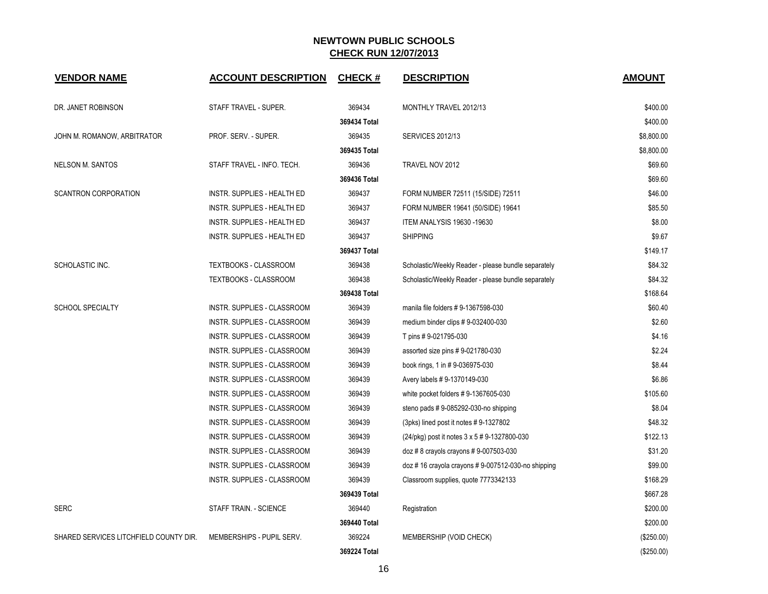# NEWTOWN PUBLIC SCHOOLS

## CHECK RUN 12/07/2013

| VENDOR NAME | ACCOUNT DESCRIPTION | CHECK # | DESCRIPTION | AMOUNT |
|---|---|---|---|---|
| DR. JANET ROBINSON | STAFF TRAVEL - SUPER. | 369434 | MONTHLY TRAVEL 2012/13 | $400.00 |
| | | 369434 Total | | $400.00 |
| JOHN M. ROMANOW, ARBITRATOR | PROF. SERV. - SUPER. | 369435 | SERVICES 2012/13 | $8,800.00 |
| | | 369435 Total | | $8,800.00 |
| NELSON M. SANTOS | STAFF TRAVEL - INFO. TECH. | 369436 | TRAVEL NOV 2012 | $69.60 |
| | | 369436 Total | | $69.60 |
| SCANTRON CORPORATION | INSTR. SUPPLIES - HEALTH ED | 369437 | FORM NUMBER 72511 (15/SIDE) 72511 | $46.00 |
| | INSTR. SUPPLIES - HEALTH ED | 369437 | FORM NUMBER 19641 (50/SIDE) 19641 | $85.50 |
| | INSTR. SUPPLIES - HEALTH ED | 369437 | ITEM ANALYSIS 19630 -19630 | $8.00 |
| | INSTR. SUPPLIES - HEALTH ED | 369437 | SHIPPING | $9.67 |
| | | 369437 Total | | $149.17 |
| SCHOLASTIC INC. | TEXTBOOKS - CLASSROOM | 369438 | Scholastic/Weekly Reader - please bundle separately | $84.32 |
| | TEXTBOOKS - CLASSROOM | 369438 | Scholastic/Weekly Reader - please bundle separately | $84.32 |
| | | 369438 Total | | $168.64 |
| SCHOOL SPECIALTY | INSTR. SUPPLIES - CLASSROOM | 369439 | manila file folders # 9-1367598-030 | $60.40 |
| | INSTR. SUPPLIES - CLASSROOM | 369439 | medium binder clips # 9-032400-030 | $2.60 |
| | INSTR. SUPPLIES - CLASSROOM | 369439 | T pins # 9-021795-030 | $4.16 |
| | INSTR. SUPPLIES - CLASSROOM | 369439 | assorted size pins # 9-021780-030 | $2.24 |
| | INSTR. SUPPLIES - CLASSROOM | 369439 | book rings, 1 in # 9-036975-030 | $8.44 |
| | INSTR. SUPPLIES - CLASSROOM | 369439 | Avery labels # 9-1370149-030 | $6.86 |
| | INSTR. SUPPLIES - CLASSROOM | 369439 | white pocket folders # 9-1367605-030 | $105.60 |
| | INSTR. SUPPLIES - CLASSROOM | 369439 | steno pads # 9-085292-030-no shipping | $8.04 |
| | INSTR. SUPPLIES - CLASSROOM | 369439 | (3pks) lined post it notes # 9-1327802 | $48.32 |
| | INSTR. SUPPLIES - CLASSROOM | 369439 | (24/pkg) post it notes 3 x 5 # 9-1327800-030 | $122.13 |
| | INSTR. SUPPLIES - CLASSROOM | 369439 | doz # 8 crayols crayons # 9-007503-030 | $31.20 |
| | INSTR. SUPPLIES - CLASSROOM | 369439 | doz # 16 crayola crayons # 9-007512-030-no shipping | $99.00 |
| | INSTR. SUPPLIES - CLASSROOM | 369439 | Classroom supplies, quote 7773342133 | $168.29 |
| | | 369439 Total | | $667.28 |
| SERC | STAFF TRAIN. - SCIENCE | 369440 | Registration | $200.00 |
| | | 369440 Total | | $200.00 |
| SHARED SERVICES LITCHFIELD COUNTY DIR. | MEMBERSHIPS - PUPIL SERV. | 369224 | MEMBERSHIP (VOID CHECK) | ($250.00) |
| | | 369224 Total | | ($250.00) |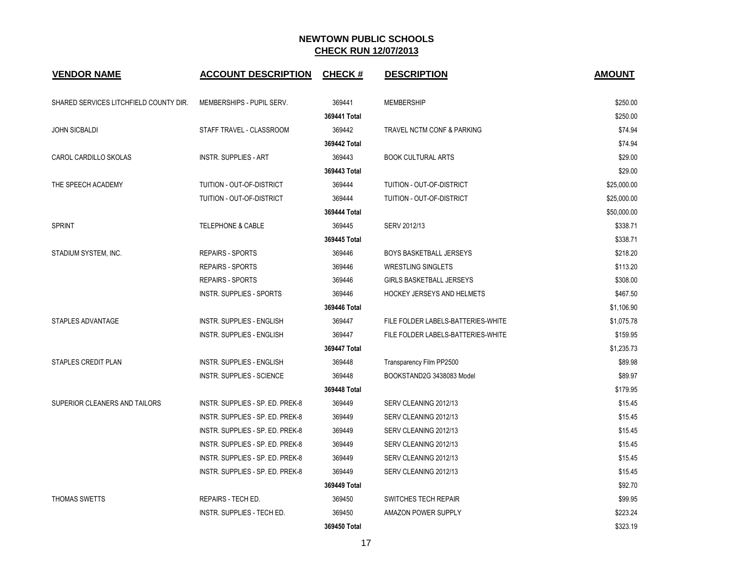## NEWTOWN PUBLIC SCHOOLS
## CHECK RUN 12/07/2013

| VENDOR NAME | ACCOUNT DESCRIPTION | CHECK # | DESCRIPTION | AMOUNT |
|---|---|---|---|---|
| SHARED SERVICES LITCHFIELD COUNTY DIR. | MEMBERSHIPS - PUPIL SERV. | 369441 | MEMBERSHIP | $250.00 |
| | | 369441 Total | | $250.00 |
| JOHN SICBALDI | STAFF TRAVEL - CLASSROOM | 369442 | TRAVEL NCTM CONF & PARKING | $74.94 |
| | | 369442 Total | | $74.94 |
| CAROL CARDILLO SKOLAS | INSTR. SUPPLIES - ART | 369443 | BOOK CULTURAL ARTS | $29.00 |
| | | 369443 Total | | $29.00 |
| THE SPEECH ACADEMY | TUITION - OUT-OF-DISTRICT | 369444 | TUITION - OUT-OF-DISTRICT | $25,000.00 |
| | TUITION - OUT-OF-DISTRICT | 369444 | TUITION - OUT-OF-DISTRICT | $25,000.00 |
| | | 369444 Total | | $50,000.00 |
| SPRINT | TELEPHONE & CABLE | 369445 | SERV 2012/13 | $338.71 |
| | | 369445 Total | | $338.71 |
| STADIUM SYSTEM, INC. | REPAIRS - SPORTS | 369446 | BOYS BASKETBALL JERSEYS | $218.20 |
| | REPAIRS - SPORTS | 369446 | WRESTLING SINGLETS | $113.20 |
| | REPAIRS - SPORTS | 369446 | GIRLS BASKETBALL JERSEYS | $308.00 |
| | INSTR. SUPPLIES - SPORTS | 369446 | HOCKEY JERSEYS AND HELMETS | $467.50 |
| | | 369446 Total | | $1,106.90 |
| STAPLES ADVANTAGE | INSTR. SUPPLIES - ENGLISH | 369447 | FILE FOLDER LABELS-BATTERIES-WHITE | $1,075.78 |
| | INSTR. SUPPLIES - ENGLISH | 369447 | FILE FOLDER LABELS-BATTERIES-WHITE | $159.95 |
| | | 369447 Total | | $1,235.73 |
| STAPLES CREDIT PLAN | INSTR. SUPPLIES - ENGLISH | 369448 | Transparency Film PP2500 | $89.98 |
| | INSTR. SUPPLIES - SCIENCE | 369448 | BOOKSTAND2G 3438083 Model | $89.97 |
| | | 369448 Total | | $179.95 |
| SUPERIOR CLEANERS AND TAILORS | INSTR. SUPPLIES - SP. ED. PREK-8 | 369449 | SERV CLEANING 2012/13 | $15.45 |
| | INSTR. SUPPLIES - SP. ED. PREK-8 | 369449 | SERV CLEANING 2012/13 | $15.45 |
| | INSTR. SUPPLIES - SP. ED. PREK-8 | 369449 | SERV CLEANING 2012/13 | $15.45 |
| | INSTR. SUPPLIES - SP. ED. PREK-8 | 369449 | SERV CLEANING 2012/13 | $15.45 |
| | INSTR. SUPPLIES - SP. ED. PREK-8 | 369449 | SERV CLEANING 2012/13 | $15.45 |
| | INSTR. SUPPLIES - SP. ED. PREK-8 | 369449 | SERV CLEANING 2012/13 | $15.45 |
| | | 369449 Total | | $92.70 |
| THOMAS SWETTS | REPAIRS - TECH ED. | 369450 | SWITCHES TECH REPAIR | $99.95 |
| | INSTR. SUPPLIES - TECH ED. | 369450 | AMAZON POWER SUPPLY | $223.24 |
| | | 369450 Total | | $323.19 |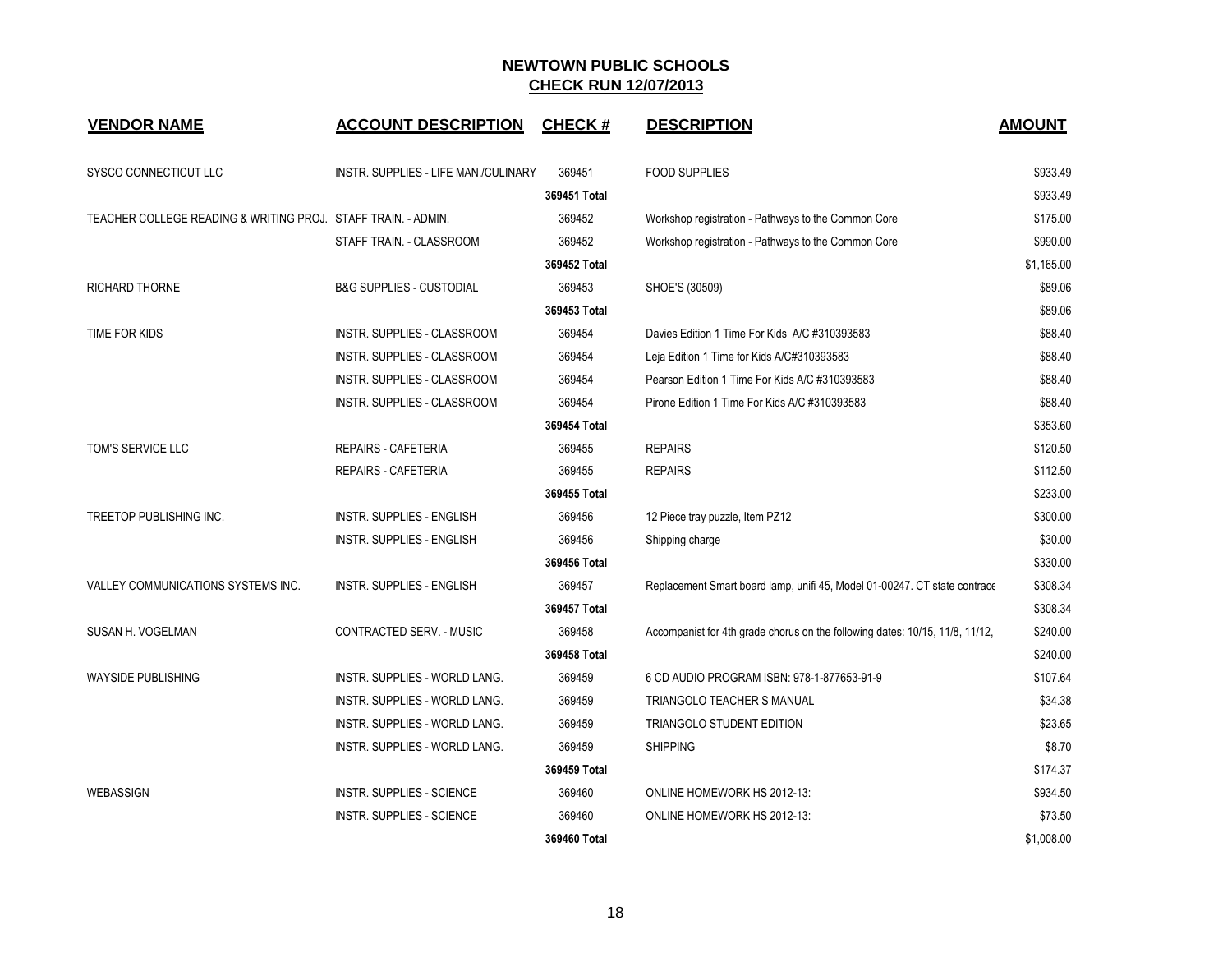**NEWTOWN PUBLIC SCHOOLS**
**CHECK RUN 12/07/2013**

| VENDOR NAME | ACCOUNT DESCRIPTION | CHECK # | DESCRIPTION | AMOUNT |
|---|---|---|---|---|
| SYSCO CONNECTICUT LLC | INSTR. SUPPLIES - LIFE MAN./CULINARY | 369451 | FOOD SUPPLIES | $933.49 |
| | | **369451 Total** | | $933.49 |
| TEACHER COLLEGE READING & WRITING PROJ. | STAFF TRAIN. - ADMIN. | 369452 | Workshop registration - Pathways to the Common Core | $175.00 |
| | STAFF TRAIN. - CLASSROOM | 369452 | Workshop registration - Pathways to the Common Core | $990.00 |
| | | **369452 Total** | | $1,165.00 |
| RICHARD THORNE | B&G SUPPLIES - CUSTODIAL | 369453 | SHOE'S (30509) | $89.06 |
| | | **369453 Total** | | $89.06 |
| TIME FOR KIDS | INSTR. SUPPLIES - CLASSROOM | 369454 | Davies Edition 1 Time For Kids A/C #310393583 | $88.40 |
| | INSTR. SUPPLIES - CLASSROOM | 369454 | Leja Edition 1 Time for Kids A/C#310393583 | $88.40 |
| | INSTR. SUPPLIES - CLASSROOM | 369454 | Pearson Edition 1 Time For Kids A/C #310393583 | $88.40 |
| | INSTR. SUPPLIES - CLASSROOM | 369454 | Pirone Edition 1 Time For Kids A/C #310393583 | $88.40 |
| | | **369454 Total** | | $353.60 |
| TOM'S SERVICE LLC | REPAIRS - CAFETERIA | 369455 | REPAIRS | $120.50 |
| | REPAIRS - CAFETERIA | 369455 | REPAIRS | $112.50 |
| | | **369455 Total** | | $233.00 |
| TREETOP PUBLISHING INC. | INSTR. SUPPLIES - ENGLISH | 369456 | 12 Piece tray puzzle, Item PZ12 | $300.00 |
| | INSTR. SUPPLIES - ENGLISH | 369456 | Shipping charge | $30.00 |
| | | **369456 Total** | | $330.00 |
| VALLEY COMMUNICATIONS SYSTEMS INC. | INSTR. SUPPLIES - ENGLISH | 369457 | Replacement Smart board lamp, unifi 45, Model 01-00247. CT state contrace | $308.34 |
| | | **369457 Total** | | $308.34 |
| SUSAN H. VOGELMAN | CONTRACTED SERV. - MUSIC | 369458 | Accompanist for 4th grade chorus on the following dates: 10/15, 11/8, 11/12, | $240.00 |
| | | **369458 Total** | | $240.00 |
| WAYSIDE PUBLISHING | INSTR. SUPPLIES - WORLD LANG. | 369459 | 6 CD AUDIO PROGRAM ISBN: 978-1-877653-91-9 | $107.64 |
| | INSTR. SUPPLIES - WORLD LANG. | 369459 | TRIANGOLO TEACHER S MANUAL | $34.38 |
| | INSTR. SUPPLIES - WORLD LANG. | 369459 | TRIANGOLO STUDENT EDITION | $23.65 |
| | INSTR. SUPPLIES - WORLD LANG. | 369459 | SHIPPING | $8.70 |
| | | **369459 Total** | | $174.37 |
| WEBASSIGN | INSTR. SUPPLIES - SCIENCE | 369460 | ONLINE HOMEWORK HS 2012-13: | $934.50 |
| | INSTR. SUPPLIES - SCIENCE | 369460 | ONLINE HOMEWORK HS 2012-13: | $73.50 |
| | | **369460 Total** | | $1,008.00 |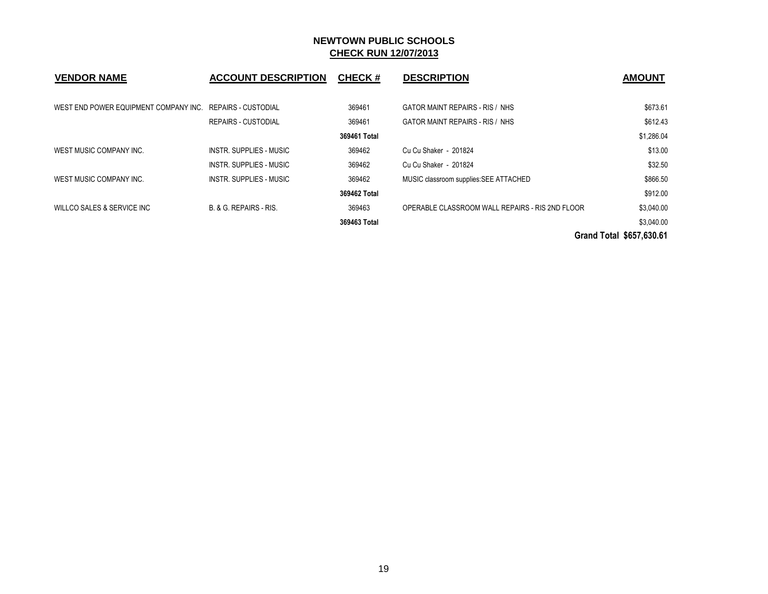# NEWTOWN PUBLIC SCHOOLS

## CHECK RUN 12/07/2013

| VENDOR NAME | ACCOUNT DESCRIPTION | CHECK # | DESCRIPTION | AMOUNT |
|---|---|---|---|---|
| WEST END POWER EQUIPMENT COMPANY INC. | REPAIRS - CUSTODIAL | 369461 | GATOR MAINT REPAIRS - RIS / NHS | $673.61 |
| | REPAIRS - CUSTODIAL | 369461 | GATOR MAINT REPAIRS - RIS / NHS | $612.43 |
| | | **369461 Total** | | $1,286.04 |
| WEST MUSIC COMPANY INC. | INSTR. SUPPLIES - MUSIC | 369462 | Cu Cu Shaker - 201824 | $13.00 |
| | INSTR. SUPPLIES - MUSIC | 369462 | Cu Cu Shaker - 201824 | $32.50 |
| WEST MUSIC COMPANY INC. | INSTR. SUPPLIES - MUSIC | 369462 | MUSIC classroom supplies:SEE ATTACHED | $866.50 |
| | | **369462 Total** | | $912.00 |
| WILLCO SALES & SERVICE INC | B. & G. REPAIRS - RIS. | 369463 | OPERABLE CLASSROOM WALL REPAIRS - RIS 2ND FLOOR | $3,040.00 |
| | | **369463 Total** | | $3,040.00 |
| | | | | **Grand Total $657,630.61** |